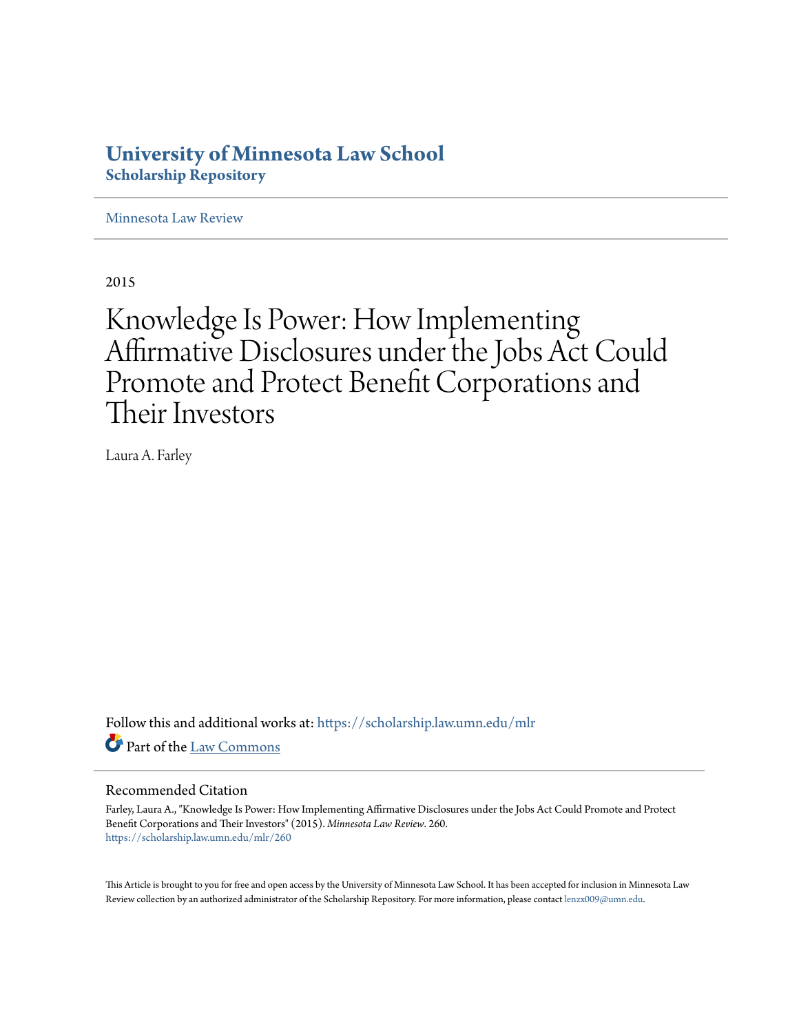# University of Minnesota Law School
## Scholarship Repository

Minnesota Law Review

2015

# Knowledge Is Power: How Implementing Affirmative Disclosures under the Jobs Act Could Promote and Protect Benefit Corporations and Their Investors

Laura A. Farley

Follow this and additional works at: https://scholarship.law.umn.edu/mlr

Part of the Law Commons

## Recommended Citation

Farley, Laura A., "Knowledge Is Power: How Implementing Affirmative Disclosures under the Jobs Act Could Promote and Protect Benefit Corporations and Their Investors" (2015). *Minnesota Law Review*. 260.
https://scholarship.law.umn.edu/mlr/260

This Article is brought to you for free and open access by the University of Minnesota Law School. It has been accepted for inclusion in Minnesota Law Review collection by an authorized administrator of the Scholarship Repository. For more information, please contact lenzx009@umn.edu.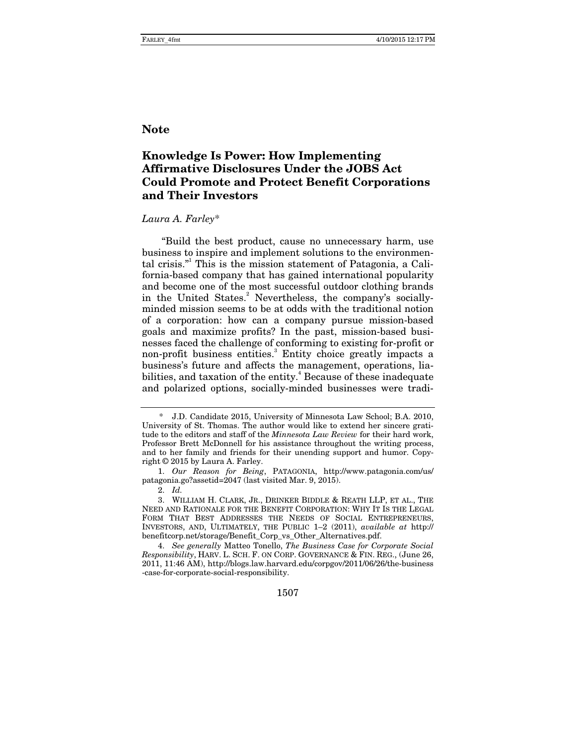## Note

# Knowledge Is Power: How Implementing Affirmative Disclosures Under the JOBS Act Could Promote and Protect Benefit Corporations and Their Investors

*Laura A. Farley**

"Build the best product, cause no unnecessary harm, use business to inspire and implement solutions to the environmental crisis."[1] This is the mission statement of Patagonia, a California-based company that has gained international popularity and become one of the most successful outdoor clothing brands in the United States.[2] Nevertheless, the company's socially-minded mission seems to be at odds with the traditional notion of a corporation: how can a company pursue mission-based goals and maximize profits? In the past, mission-based businesses faced the challenge of conforming to existing for-profit or non-profit business entities.[3] Entity choice greatly impacts a business's future and affects the management, operations, liabilities, and taxation of the entity.[4] Because of these inadequate and polarized options, socially-minded businesses were tradi-

---

\* J.D. Candidate 2015, University of Minnesota Law School; B.A. 2010, University of St. Thomas. The author would like to extend her sincere gratitude to the editors and staff of the *Minnesota Law Review* for their hard work, Professor Brett McDonnell for his assistance throughout the writing process, and to her family and friends for their unending support and humor. Copyright © 2015 by Laura A. Farley.

1. *Our Reason for Being*, PATAGONIA, http://www.patagonia.com/us/patagonia.go?assetid=2047 (last visited Mar. 9, 2015).

2. *Id.*

3. WILLIAM H. CLARK, JR., DRINKER BIDDLE & REATH LLP, ET AL., THE NEED AND RATIONALE FOR THE BENEFIT CORPORATION: WHY IT IS THE LEGAL FORM THAT BEST ADDRESSES THE NEEDS OF SOCIAL ENTREPRENEURS, INVESTORS, AND, ULTIMATELY, THE PUBLIC 1–2 (2011), *available at* http://benefitcorp.net/storage/Benefit_Corp_vs_Other_Alternatives.pdf.

4. *See generally* Matteo Tonello, *The Business Case for Corporate Social Responsibility*, HARV. L. SCH. F. ON CORP. GOVERNANCE & FIN. REG., (June 26, 2011, 11:46 AM), http://blogs.law.harvard.edu/corpgov/2011/06/26/the-business-case-for-corporate-social-responsibility.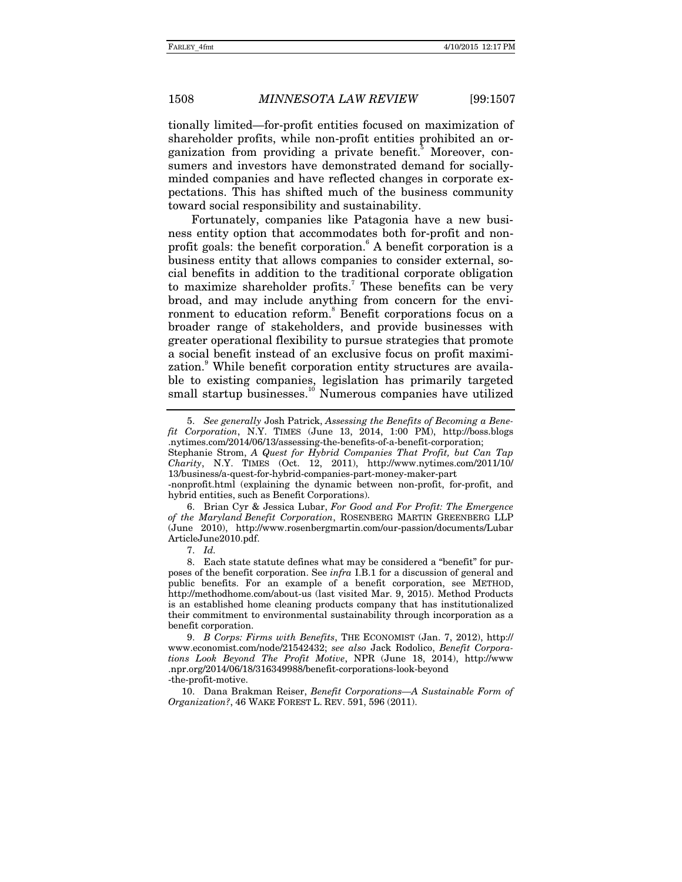tionally limited—for-profit entities focused on maximization of shareholder profits, while non-profit entities prohibited an organization from providing a private benefit.[5] Moreover, consumers and investors have demonstrated demand for socially-minded companies and have reflected changes in corporate expectations. This has shifted much of the business community toward social responsibility and sustainability.

Fortunately, companies like Patagonia have a new business entity option that accommodates both for-profit and non-profit goals: the benefit corporation.[6] A benefit corporation is a business entity that allows companies to consider external, social benefits in addition to the traditional corporate obligation to maximize shareholder profits.[7] These benefits can be very broad, and may include anything from concern for the environment to education reform.[8] Benefit corporations focus on a broader range of stakeholders, and provide businesses with greater operational flexibility to pursue strategies that promote a social benefit instead of an exclusive focus on profit maximization.[9] While benefit corporation entity structures are available to existing companies, legislation has primarily targeted small startup businesses.[10] Numerous companies have utilized

---

5. *See generally* Josh Patrick, *Assessing the Benefits of Becoming a Benefit Corporation*, N.Y. TIMES (June 13, 2014, 1:00 PM), http://boss.blogs.nytimes.com/2014/06/13/assessing-the-benefits-of-a-benefit-corporation; Stephanie Strom, *A Quest for Hybrid Companies That Profit, but Can Tap Charity*, N.Y. TIMES (Oct. 12, 2011), http://www.nytimes.com/2011/10/13/business/a-quest-for-hybrid-companies-part-money-maker-part-nonprofit.html (explaining the dynamic between non-profit, for-profit, and hybrid entities, such as Benefit Corporations).

6. Brian Cyr & Jessica Lubar, *For Good and For Profit: The Emergence of the Maryland Benefit Corporation*, ROSENBERG MARTIN GREENBERG LLP (June 2010), http://www.rosenbergmartin.com/our-passion/documents/LubarArticleJune2010.pdf.

7. *Id.*

8. Each state statute defines what may be considered a "benefit" for purposes of the benefit corporation. See *infra* I.B.1 for a discussion of general and public benefits. For an example of a benefit corporation, see METHOD, http://methodhome.com/about-us (last visited Mar. 9, 2015). Method Products is an established home cleaning products company that has institutionalized their commitment to environmental sustainability through incorporation as a benefit corporation.

9. *B Corps: Firms with Benefits*, THE ECONOMIST (Jan. 7, 2012), http://www.economist.com/node/21542432; *see also* Jack Rodolico, *Benefit Corporations Look Beyond The Profit Motive*, NPR (June 18, 2014), http://www.npr.org/2014/06/18/316349988/benefit-corporations-look-beyond-the-profit-motive.

10. Dana Brakman Reiser, *Benefit Corporations—A Sustainable Form of Organization?*, 46 WAKE FOREST L. REV. 591, 596 (2011).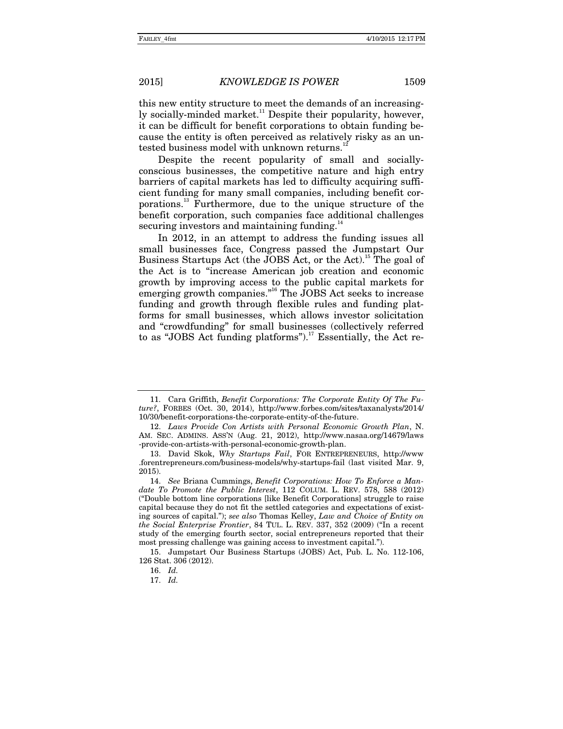this new entity structure to meet the demands of an increasingly socially-minded market.[11] Despite their popularity, however, it can be difficult for benefit corporations to obtain funding because the entity is often perceived as relatively risky as an untested business model with unknown returns.[12]

Despite the recent popularity of small and socially-conscious businesses, the competitive nature and high entry barriers of capital markets has led to difficulty acquiring sufficient funding for many small companies, including benefit corporations.[13] Furthermore, due to the unique structure of the benefit corporation, such companies face additional challenges securing investors and maintaining funding.[14]

In 2012, in an attempt to address the funding issues all small businesses face, Congress passed the Jumpstart Our Business Startups Act (the JOBS Act, or the Act).[15] The goal of the Act is to "increase American job creation and economic growth by improving access to the public capital markets for emerging growth companies."[16] The JOBS Act seeks to increase funding and growth through flexible rules and funding platforms for small businesses, which allows investor solicitation and "crowdfunding" for small businesses (collectively referred to as "JOBS Act funding platforms").[17] Essentially, the Act re-

---

11. Cara Griffith, *Benefit Corporations: The Corporate Entity Of The Future?*, FORBES (Oct. 30, 2014), http://www.forbes.com/sites/taxanalysts/2014/10/30/benefit-corporations-the-corporate-entity-of-the-future.

12. *Laws Provide Con Artists with Personal Economic Growth Plan*, N. AM. SEC. ADMINS. ASS'N (Aug. 21, 2012), http://www.nasaa.org/14679/laws-provide-con-artists-with-personal-economic-growth-plan.

13. David Skok, *Why Startups Fail*, FOR ENTREPRENEURS, http://www.forentrepreneurs.com/business-models/why-startups-fail (last visited Mar. 9, 2015).

14. *See* Briana Cummings, *Benefit Corporations: How To Enforce a Mandate To Promote the Public Interest*, 112 COLUM. L. REV. 578, 588 (2012) ("Double bottom line corporations [like Benefit Corporations] struggle to raise capital because they do not fit the settled categories and expectations of existing sources of capital."); *see also* Thomas Kelley, *Law and Choice of Entity on the Social Enterprise Frontier*, 84 TUL. L. REV. 337, 352 (2009) ("In a recent study of the emerging fourth sector, social entrepreneurs reported that their most pressing challenge was gaining access to investment capital.").

15. Jumpstart Our Business Startups (JOBS) Act, Pub. L. No. 112-106, 126 Stat. 306 (2012).

16. *Id.*

17. *Id.*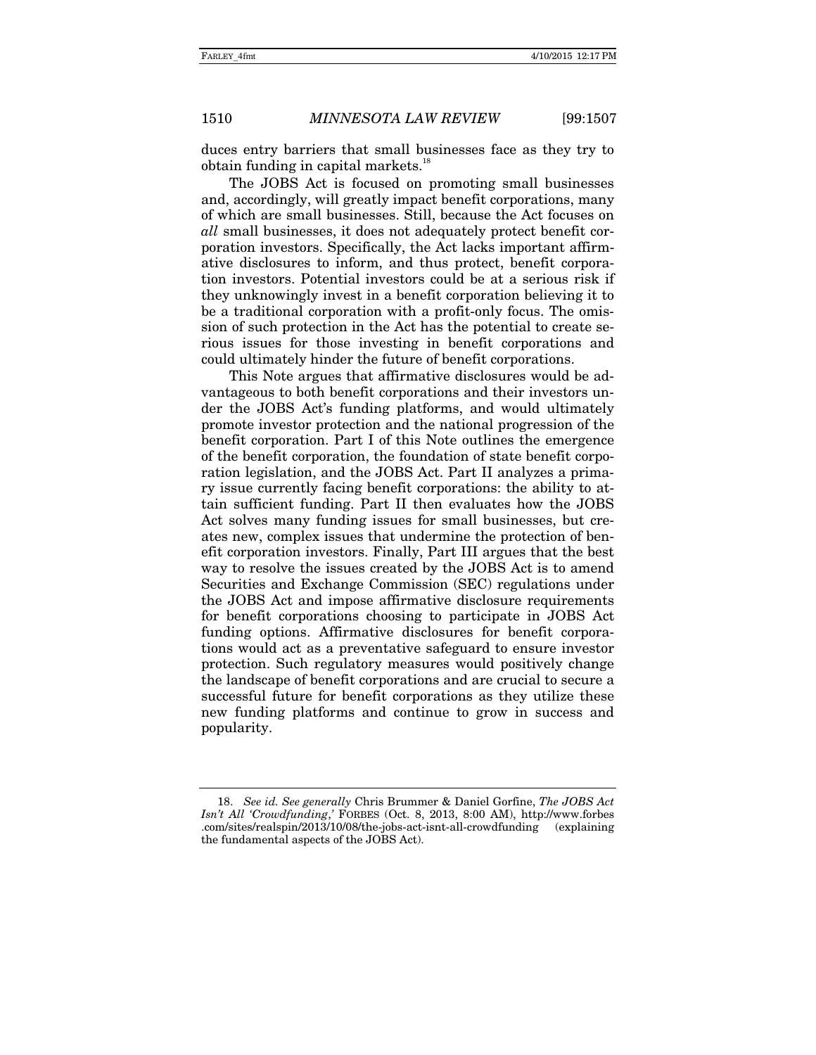duces entry barriers that small businesses face as they try to obtain funding in capital markets.[18]

The JOBS Act is focused on promoting small businesses and, accordingly, will greatly impact benefit corporations, many of which are small businesses. Still, because the Act focuses on *all* small businesses, it does not adequately protect benefit corporation investors. Specifically, the Act lacks important affirmative disclosures to inform, and thus protect, benefit corporation investors. Potential investors could be at a serious risk if they unknowingly invest in a benefit corporation believing it to be a traditional corporation with a profit-only focus. The omission of such protection in the Act has the potential to create serious issues for those investing in benefit corporations and could ultimately hinder the future of benefit corporations.

This Note argues that affirmative disclosures would be advantageous to both benefit corporations and their investors under the JOBS Act's funding platforms, and would ultimately promote investor protection and the national progression of the benefit corporation. Part I of this Note outlines the emergence of the benefit corporation, the foundation of state benefit corporation legislation, and the JOBS Act. Part II analyzes a primary issue currently facing benefit corporations: the ability to attain sufficient funding. Part II then evaluates how the JOBS Act solves many funding issues for small businesses, but creates new, complex issues that undermine the protection of benefit corporation investors. Finally, Part III argues that the best way to resolve the issues created by the JOBS Act is to amend Securities and Exchange Commission (SEC) regulations under the JOBS Act and impose affirmative disclosure requirements for benefit corporations choosing to participate in JOBS Act funding options. Affirmative disclosures for benefit corporations would act as a preventative safeguard to ensure investor protection. Such regulatory measures would positively change the landscape of benefit corporations and are crucial to secure a successful future for benefit corporations as they utilize these new funding platforms and continue to grow in success and popularity.

---

18. *See id. See generally* Chris Brummer & Daniel Gorfine, *The JOBS Act Isn't All 'Crowdfunding*,' FORBES (Oct. 8, 2013, 8:00 AM), http://www.forbes.com/sites/realspin/2013/10/08/the-jobs-act-isnt-all-crowdfunding (explaining the fundamental aspects of the JOBS Act).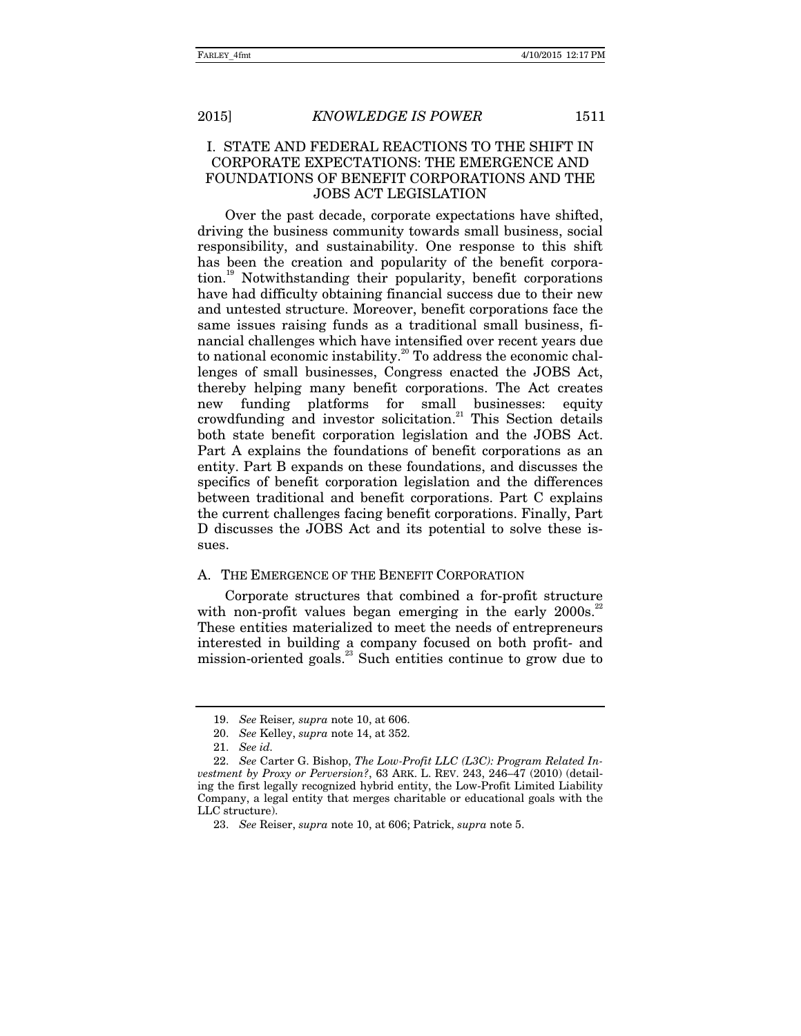# I. STATE AND FEDERAL REACTIONS TO THE SHIFT IN CORPORATE EXPECTATIONS: THE EMERGENCE AND FOUNDATIONS OF BENEFIT CORPORATIONS AND THE JOBS ACT LEGISLATION

Over the past decade, corporate expectations have shifted, driving the business community towards small business, social responsibility, and sustainability. One response to this shift has been the creation and popularity of the benefit corporation.[19] Notwithstanding their popularity, benefit corporations have had difficulty obtaining financial success due to their new and untested structure. Moreover, benefit corporations face the same issues raising funds as a traditional small business, financial challenges which have intensified over recent years due to national economic instability.[20] To address the economic challenges of small businesses, Congress enacted the JOBS Act, thereby helping many benefit corporations. The Act creates new funding platforms for small businesses: equity crowdfunding and investor solicitation.[21] This Section details both state benefit corporation legislation and the JOBS Act. Part A explains the foundations of benefit corporations as an entity. Part B expands on these foundations, and discusses the specifics of benefit corporation legislation and the differences between traditional and benefit corporations. Part C explains the current challenges facing benefit corporations. Finally, Part D discusses the JOBS Act and its potential to solve these issues.

## A. THE EMERGENCE OF THE BENEFIT CORPORATION

Corporate structures that combined a for-profit structure with non-profit values began emerging in the early 2000s.[22] These entities materialized to meet the needs of entrepreneurs interested in building a company focused on both profit- and mission-oriented goals.[23] Such entities continue to grow due to

---

19. *See* Reiser, *supra* note 10, at 606.

20. *See* Kelley, *supra* note 14, at 352.

21. *See id.*

22. *See* Carter G. Bishop, *The Low-Profit LLC (L3C): Program Related Investment by Proxy or Perversion?*, 63 ARK. L. REV. 243, 246–47 (2010) (detailing the first legally recognized hybrid entity, the Low-Profit Limited Liability Company, a legal entity that merges charitable or educational goals with the LLC structure).

23. *See* Reiser, *supra* note 10, at 606; Patrick, *supra* note 5.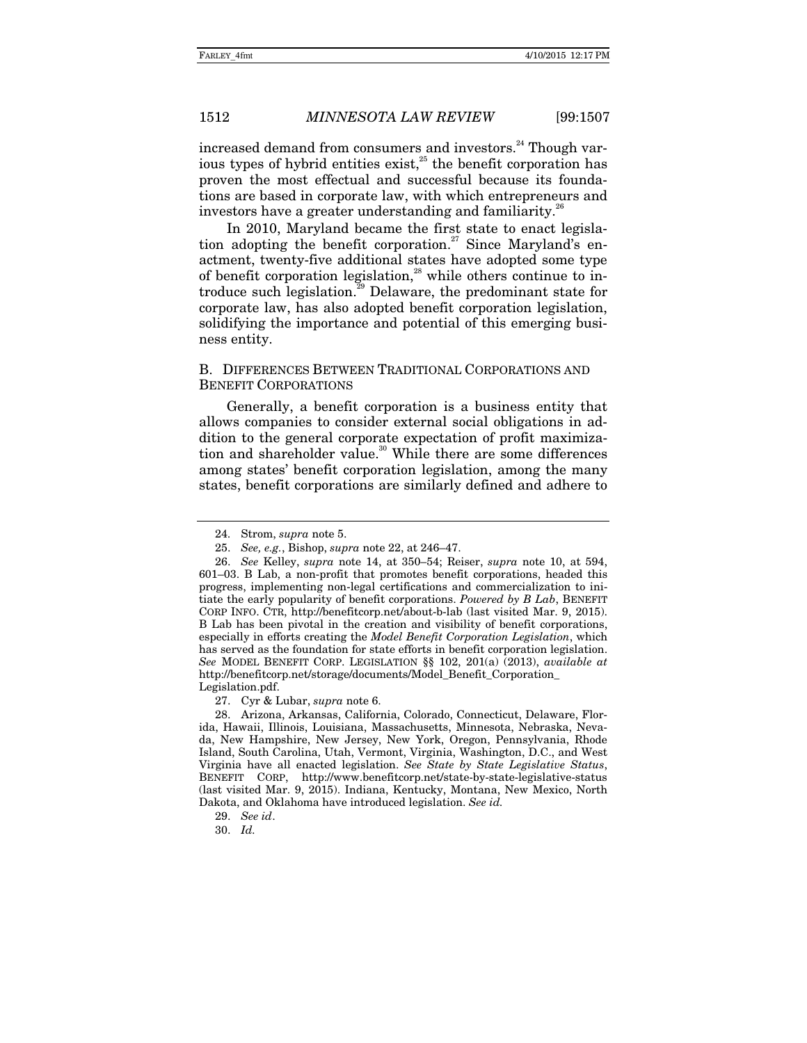increased demand from consumers and investors.[24] Though various types of hybrid entities exist,[25] the benefit corporation has proven the most effectual and successful because its foundations are based in corporate law, with which entrepreneurs and investors have a greater understanding and familiarity.[26]

In 2010, Maryland became the first state to enact legislation adopting the benefit corporation.[27] Since Maryland's enactment, twenty-five additional states have adopted some type of benefit corporation legislation,[28] while others continue to introduce such legislation.[29] Delaware, the predominant state for corporate law, has also adopted benefit corporation legislation, solidifying the importance and potential of this emerging business entity.

### B. Differences Between Traditional Corporations and Benefit Corporations

Generally, a benefit corporation is a business entity that allows companies to consider external social obligations in addition to the general corporate expectation of profit maximization and shareholder value.[30] While there are some differences among states' benefit corporation legislation, among the many states, benefit corporations are similarly defined and adhere to

---

24. Strom, *supra* note 5.

25. *See, e.g.*, Bishop, *supra* note 22, at 246–47.

26. *See* Kelley, *supra* note 14, at 350–54; Reiser, *supra* note 10, at 594, 601–03. B Lab, a non-profit that promotes benefit corporations, headed this progress, implementing non-legal certifications and commercialization to initiate the early popularity of benefit corporations. *Powered by B Lab*, BENEFIT CORP INFO. CTR, http://benefitcorp.net/about-b-lab (last visited Mar. 9, 2015). B Lab has been pivotal in the creation and visibility of benefit corporations, especially in efforts creating the *Model Benefit Corporation Legislation*, which has served as the foundation for state efforts in benefit corporation legislation. *See* MODEL BENEFIT CORP. LEGISLATION §§ 102, 201(a) (2013), *available at* http://benefitcorp.net/storage/documents/Model_Benefit_Corporation_Legislation.pdf.

27. Cyr & Lubar, *supra* note 6.

28. Arizona, Arkansas, California, Colorado, Connecticut, Delaware, Florida, Hawaii, Illinois, Louisiana, Massachusetts, Minnesota, Nebraska, Nevada, New Hampshire, New Jersey, New York, Oregon, Pennsylvania, Rhode Island, South Carolina, Utah, Vermont, Virginia, Washington, D.C., and West Virginia have all enacted legislation. *See State by State Legislative Status*, BENEFIT CORP, http://www.benefitcorp.net/state-by-state-legislative-status (last visited Mar. 9, 2015). Indiana, Kentucky, Montana, New Mexico, North Dakota, and Oklahoma have introduced legislation. *See id.*

29. *See id*.

30. *Id.*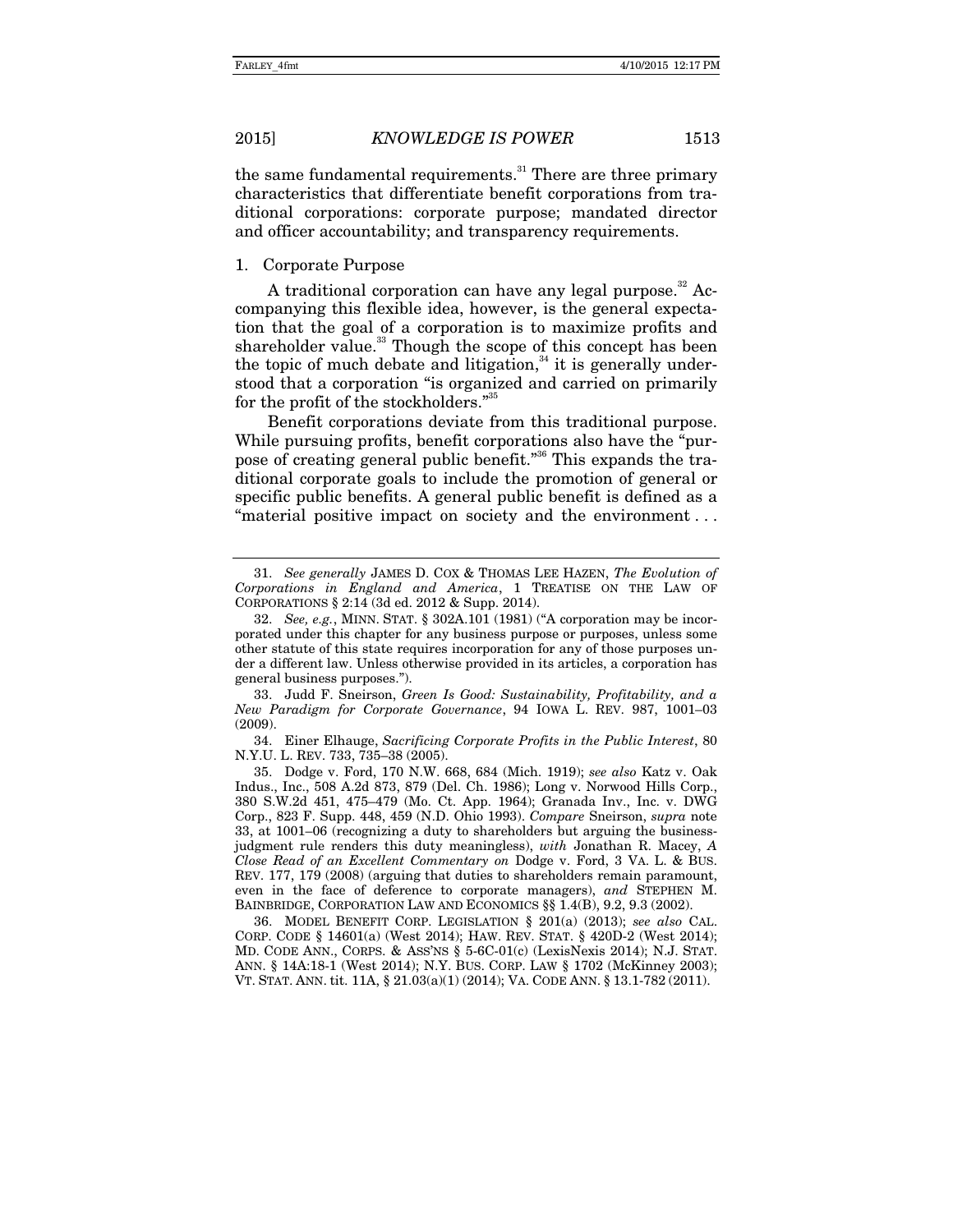the same fundamental requirements.[31] There are three primary characteristics that differentiate benefit corporations from traditional corporations: corporate purpose; mandated director and officer accountability; and transparency requirements.

### 1. Corporate Purpose

A traditional corporation can have any legal purpose.[32] Accompanying this flexible idea, however, is the general expectation that the goal of a corporation is to maximize profits and shareholder value.[33] Though the scope of this concept has been the topic of much debate and litigation,[34] it is generally understood that a corporation "is organized and carried on primarily for the profit of the stockholders."[35]

Benefit corporations deviate from this traditional purpose. While pursuing profits, benefit corporations also have the "purpose of creating general public benefit."[36] This expands the traditional corporate goals to include the promotion of general or specific public benefits. A general public benefit is defined as a "material positive impact on society and the environment . . .

---

31. *See generally* JAMES D. COX & THOMAS LEE HAZEN, *The Evolution of Corporations in England and America*, 1 TREATISE ON THE LAW OF CORPORATIONS § 2:14 (3d ed. 2012 & Supp. 2014).

32. *See, e.g.*, MINN. STAT. § 302A.101 (1981) ("A corporation may be incorporated under this chapter for any business purpose or purposes, unless some other statute of this state requires incorporation for any of those purposes under a different law. Unless otherwise provided in its articles, a corporation has general business purposes.").

33. Judd F. Sneirson, *Green Is Good: Sustainability, Profitability, and a New Paradigm for Corporate Governance*, 94 IOWA L. REV. 987, 1001–03 (2009).

34. Einer Elhauge, *Sacrificing Corporate Profits in the Public Interest*, 80 N.Y.U. L. REV. 733, 735–38 (2005).

35. Dodge v. Ford, 170 N.W. 668, 684 (Mich. 1919); *see also* Katz v. Oak Indus., Inc., 508 A.2d 873, 879 (Del. Ch. 1986); Long v. Norwood Hills Corp., 380 S.W.2d 451, 475–479 (Mo. Ct. App. 1964); Granada Inv., Inc. v. DWG Corp., 823 F. Supp. 448, 459 (N.D. Ohio 1993). *Compare* Sneirson, *supra* note 33, at 1001–06 (recognizing a duty to shareholders but arguing the business-judgment rule renders this duty meaningless), *with* Jonathan R. Macey, *A Close Read of an Excellent Commentary on* Dodge v. Ford, 3 VA. L. & BUS. REV. 177, 179 (2008) (arguing that duties to shareholders remain paramount, even in the face of deference to corporate managers), *and* STEPHEN M. BAINBRIDGE, CORPORATION LAW AND ECONOMICS §§ 1.4(B), 9.2, 9.3 (2002).

36. MODEL BENEFIT CORP. LEGISLATION § 201(a) (2013); *see also* CAL. CORP. CODE § 14601(a) (West 2014); HAW. REV. STAT. § 420D-2 (West 2014); MD. CODE ANN., CORPS. & ASS'NS § 5-6C-01(c) (LexisNexis 2014); N.J. STAT. ANN. § 14A:18-1 (West 2014); N.Y. BUS. CORP. LAW § 1702 (McKinney 2003); VT. STAT. ANN. tit. 11A, § 21.03(a)(1) (2014); VA. CODE ANN. § 13.1-782 (2011).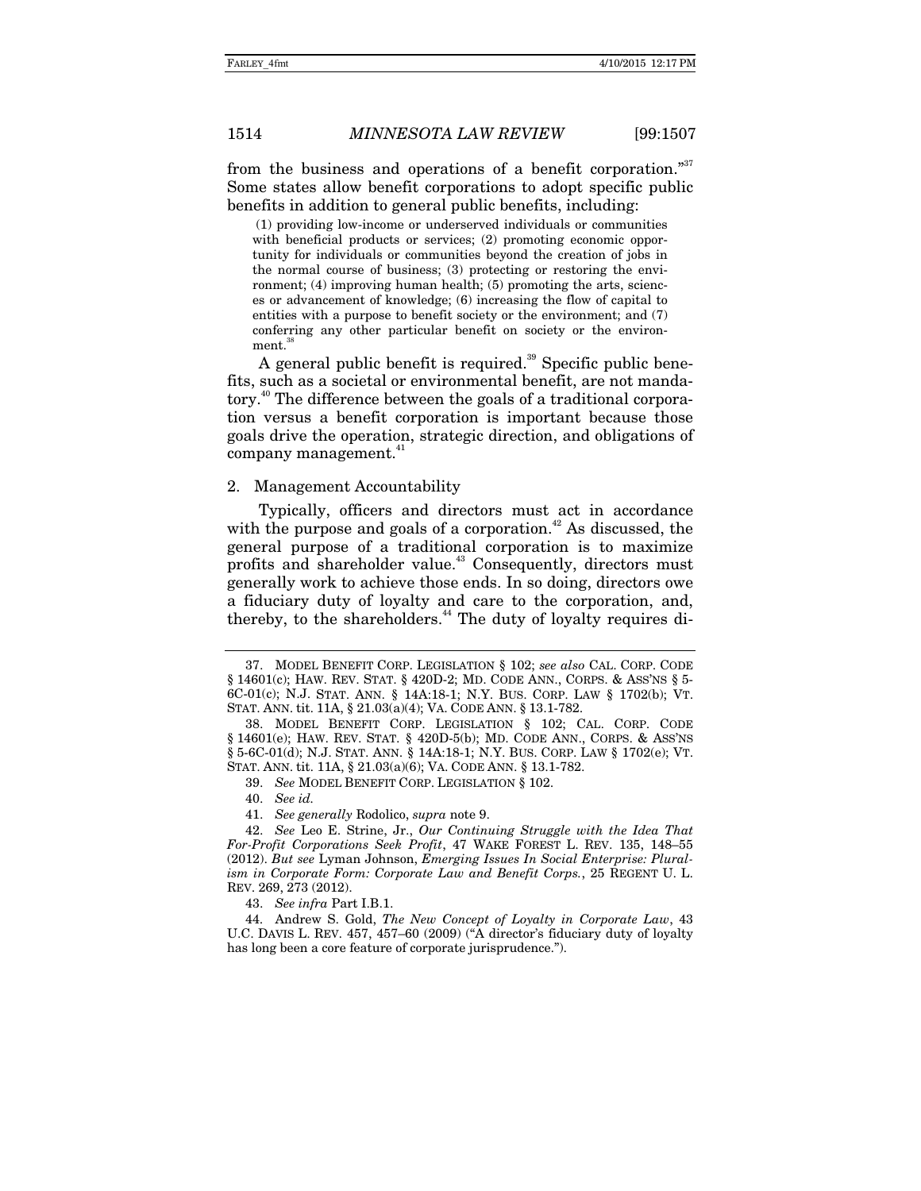from the business and operations of a benefit corporation."[37] Some states allow benefit corporations to adopt specific public benefits in addition to general public benefits, including:

> (1) providing low-income or underserved individuals or communities with beneficial products or services; (2) promoting economic opportunity for individuals or communities beyond the creation of jobs in the normal course of business; (3) protecting or restoring the environment; (4) improving human health; (5) promoting the arts, sciences or advancement of knowledge; (6) increasing the flow of capital to entities with a purpose to benefit society or the environment; and (7) conferring any other particular benefit on society or the environment.[38]

A general public benefit is required.[39] Specific public benefits, such as a societal or environmental benefit, are not mandatory.[40] The difference between the goals of a traditional corporation versus a benefit corporation is important because those goals drive the operation, strategic direction, and obligations of company management.[41]

### 2. Management Accountability

Typically, officers and directors must act in accordance with the purpose and goals of a corporation.[42] As discussed, the general purpose of a traditional corporation is to maximize profits and shareholder value.[43] Consequently, directors must generally work to achieve those ends. In so doing, directors owe a fiduciary duty of loyalty and care to the corporation, and, thereby, to the shareholders.[44] The duty of loyalty requires di-

---

37. MODEL BENEFIT CORP. LEGISLATION § 102; *see also* CAL. CORP. CODE § 14601(c); HAW. REV. STAT. § 420D-2; MD. CODE ANN., CORPS. & ASS'NS § 5-6C-01(c); N.J. STAT. ANN. § 14A:18-1; N.Y. BUS. CORP. LAW § 1702(b); VT. STAT. ANN. tit. 11A, § 21.03(a)(4); VA. CODE ANN. § 13.1-782.

38. MODEL BENEFIT CORP. LEGISLATION § 102; CAL. CORP. CODE § 14601(e); HAW. REV. STAT. § 420D-5(b); MD. CODE ANN., CORPS. & ASS'NS § 5-6C-01(d); N.J. STAT. ANN. § 14A:18-1; N.Y. BUS. CORP. LAW § 1702(e); VT. STAT. ANN. tit. 11A, § 21.03(a)(6); VA. CODE ANN. § 13.1-782.

39. *See* MODEL BENEFIT CORP. LEGISLATION § 102.

40. *See id.*

41. *See generally* Rodolico, *supra* note 9.

42. *See* Leo E. Strine, Jr., *Our Continuing Struggle with the Idea That For-Profit Corporations Seek Profit*, 47 WAKE FOREST L. REV. 135, 148–55 (2012). *But see* Lyman Johnson, *Emerging Issues In Social Enterprise: Pluralism in Corporate Form: Corporate Law and Benefit Corps.*, 25 REGENT U. L. REV. 269, 273 (2012).

43. *See infra* Part I.B.1.

44. Andrew S. Gold, *The New Concept of Loyalty in Corporate Law*, 43 U.C. DAVIS L. REV. 457, 457–60 (2009) ("A director's fiduciary duty of loyalty has long been a core feature of corporate jurisprudence.").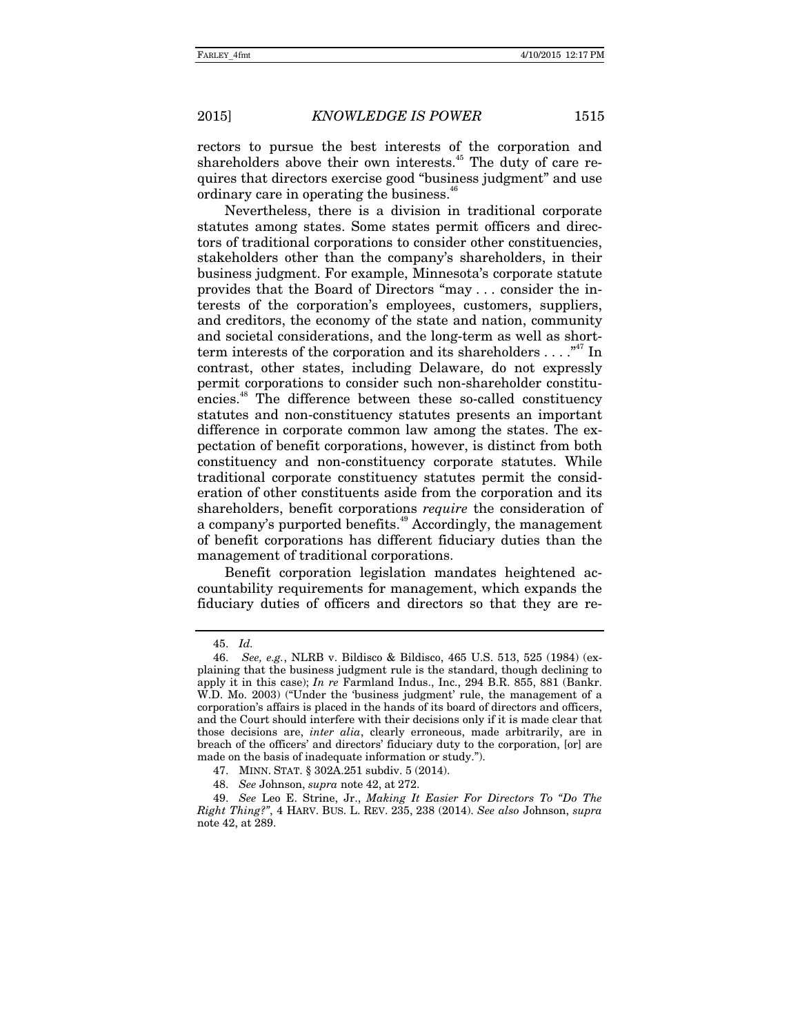rectors to pursue the best interests of the corporation and shareholders above their own interests.[45] The duty of care requires that directors exercise good "business judgment" and use ordinary care in operating the business.[46]

Nevertheless, there is a division in traditional corporate statutes among states. Some states permit officers and directors of traditional corporations to consider other constituencies, stakeholders other than the company's shareholders, in their business judgment. For example, Minnesota's corporate statute provides that the Board of Directors "may . . . consider the interests of the corporation's employees, customers, suppliers, and creditors, the economy of the state and nation, community and societal considerations, and the long-term as well as short-term interests of the corporation and its shareholders . . . ."[47] In contrast, other states, including Delaware, do not expressly permit corporations to consider such non-shareholder constituencies.[48] The difference between these so-called constituency statutes and non-constituency statutes presents an important difference in corporate common law among the states. The expectation of benefit corporations, however, is distinct from both constituency and non-constituency corporate statutes. While traditional corporate constituency statutes permit the consideration of other constituents aside from the corporation and its shareholders, benefit corporations *require* the consideration of a company's purported benefits.[49] Accordingly, the management of benefit corporations has different fiduciary duties than the management of traditional corporations.

Benefit corporation legislation mandates heightened accountability requirements for management, which expands the fiduciary duties of officers and directors so that they are re-

---

45. *Id.*

46. *See, e.g.*, NLRB v. Bildisco & Bildisco, 465 U.S. 513, 525 (1984) (explaining that the business judgment rule is the standard, though declining to apply it in this case); *In re* Farmland Indus., Inc., 294 B.R. 855, 881 (Bankr. W.D. Mo. 2003) ("Under the 'business judgment' rule, the management of a corporation's affairs is placed in the hands of its board of directors and officers, and the Court should interfere with their decisions only if it is made clear that those decisions are, *inter alia*, clearly erroneous, made arbitrarily, are in breach of the officers' and directors' fiduciary duty to the corporation, [or] are made on the basis of inadequate information or study.").

47. MINN. STAT. § 302A.251 subdiv. 5 (2014).

48. *See* Johnson, *supra* note 42, at 272.

49. *See* Leo E. Strine, Jr., *Making It Easier For Directors To "Do The Right Thing?"*, 4 HARV. BUS. L. REV. 235, 238 (2014). *See also* Johnson, *supra* note 42, at 289.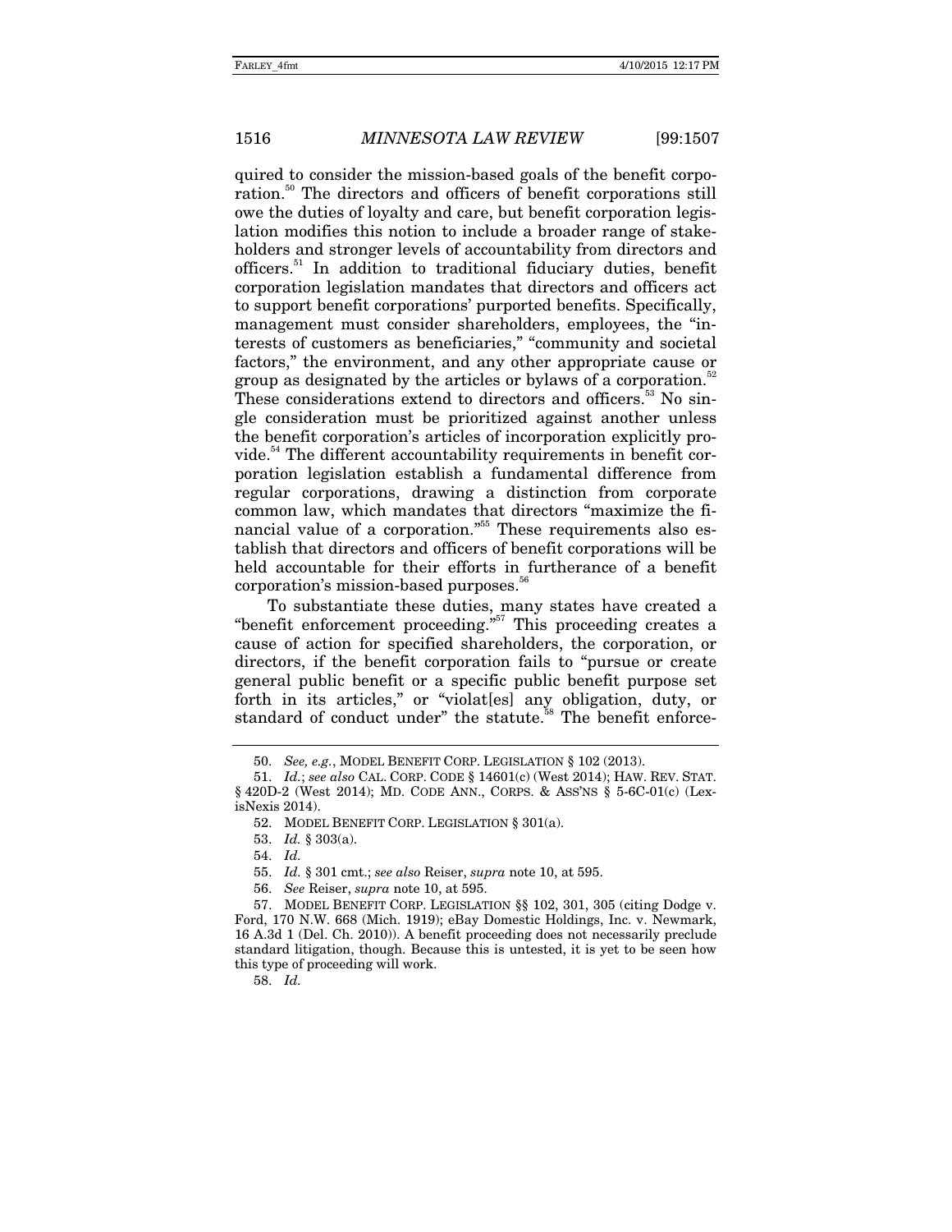quired to consider the mission-based goals of the benefit corporation.[50] The directors and officers of benefit corporations still owe the duties of loyalty and care, but benefit corporation legislation modifies this notion to include a broader range of stakeholders and stronger levels of accountability from directors and officers.[51] In addition to traditional fiduciary duties, benefit corporation legislation mandates that directors and officers act to support benefit corporations' purported benefits. Specifically, management must consider shareholders, employees, the "interests of customers as beneficiaries," "community and societal factors," the environment, and any other appropriate cause or group as designated by the articles or bylaws of a corporation.[52] These considerations extend to directors and officers.[53] No single consideration must be prioritized against another unless the benefit corporation's articles of incorporation explicitly provide.[54] The different accountability requirements in benefit corporation legislation establish a fundamental difference from regular corporations, drawing a distinction from corporate common law, which mandates that directors "maximize the financial value of a corporation."[55] These requirements also establish that directors and officers of benefit corporations will be held accountable for their efforts in furtherance of a benefit corporation's mission-based purposes.[56]

To substantiate these duties, many states have created a "benefit enforcement proceeding."[57] This proceeding creates a cause of action for specified shareholders, the corporation, or directors, if the benefit corporation fails to "pursue or create general public benefit or a specific public benefit purpose set forth in its articles," or "violat[es] any obligation, duty, or standard of conduct under" the statute.[58] The benefit enforce-

---

50. *See, e.g.*, MODEL BENEFIT CORP. LEGISLATION § 102 (2013).

51. *Id.*; *see also* CAL. CORP. CODE § 14601(c) (West 2014); HAW. REV. STAT. § 420D-2 (West 2014); MD. CODE ANN., CORPS. & ASS'NS § 5-6C-01(c) (LexisNexis 2014).

52. MODEL BENEFIT CORP. LEGISLATION § 301(a).

53. *Id.* § 303(a).

54. *Id.*

55. *Id.* § 301 cmt.; *see also* Reiser, *supra* note 10, at 595.

56. *See* Reiser, *supra* note 10, at 595.

57. MODEL BENEFIT CORP. LEGISLATION §§ 102, 301, 305 (citing Dodge v. Ford, 170 N.W. 668 (Mich. 1919); eBay Domestic Holdings, Inc. v. Newmark, 16 A.3d 1 (Del. Ch. 2010)). A benefit proceeding does not necessarily preclude standard litigation, though. Because this is untested, it is yet to be seen how this type of proceeding will work.

58. *Id.*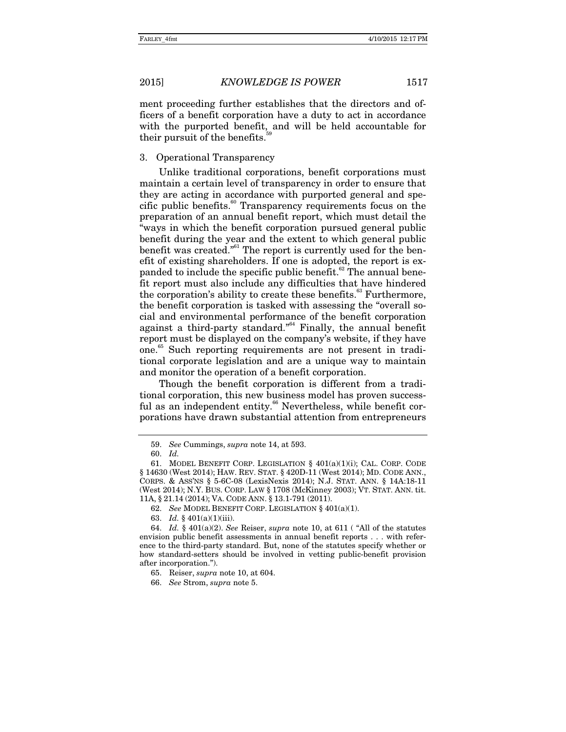ment proceeding further establishes that the directors and officers of a benefit corporation have a duty to act in accordance with the purported benefit, and will be held accountable for their pursuit of the benefits.[59]

### 3. Operational Transparency

Unlike traditional corporations, benefit corporations must maintain a certain level of transparency in order to ensure that they are acting in accordance with purported general and specific public benefits.[60] Transparency requirements focus on the preparation of an annual benefit report, which must detail the "ways in which the benefit corporation pursued general public benefit during the year and the extent to which general public benefit was created."[61] The report is currently used for the benefit of existing shareholders. If one is adopted, the report is expanded to include the specific public benefit.[62] The annual benefit report must also include any difficulties that have hindered the corporation's ability to create these benefits.[63] Furthermore, the benefit corporation is tasked with assessing the "overall social and environmental performance of the benefit corporation against a third-party standard."[64] Finally, the annual benefit report must be displayed on the company's website, if they have one.[65] Such reporting requirements are not present in traditional corporate legislation and are a unique way to maintain and monitor the operation of a benefit corporation.

Though the benefit corporation is different from a traditional corporation, this new business model has proven successful as an independent entity.[66] Nevertheless, while benefit corporations have drawn substantial attention from entrepreneurs

---

59. *See* Cummings, *supra* note 14, at 593.

60. *Id.*

61. MODEL BENEFIT CORP. LEGISLATION § 401(a)(1)(i); CAL. CORP. CODE § 14630 (West 2014); HAW. REV. STAT. § 420D-11 (West 2014); MD. CODE ANN., CORPS. & ASS'NS § 5-6C-08 (LexisNexis 2014); N.J. STAT. ANN. § 14A:18-11 (West 2014); N.Y. BUS. CORP. LAW § 1708 (McKinney 2003); VT. STAT. ANN. tit. 11A, § 21.14 (2014); VA. CODE ANN. § 13.1-791 (2011).

62. *See* MODEL BENEFIT CORP. LEGISLATION § 401(a)(1).

63. *Id.* § 401(a)(1)(iii).

64. *Id.* § 401(a)(2). *See* Reiser, *supra* note 10, at 611 ( "All of the statutes envision public benefit assessments in annual benefit reports . . . with reference to the third-party standard. But, none of the statutes specify whether or how standard-setters should be involved in vetting public-benefit provision after incorporation.").

65. Reiser, *supra* note 10, at 604.

66. *See* Strom, *supra* note 5.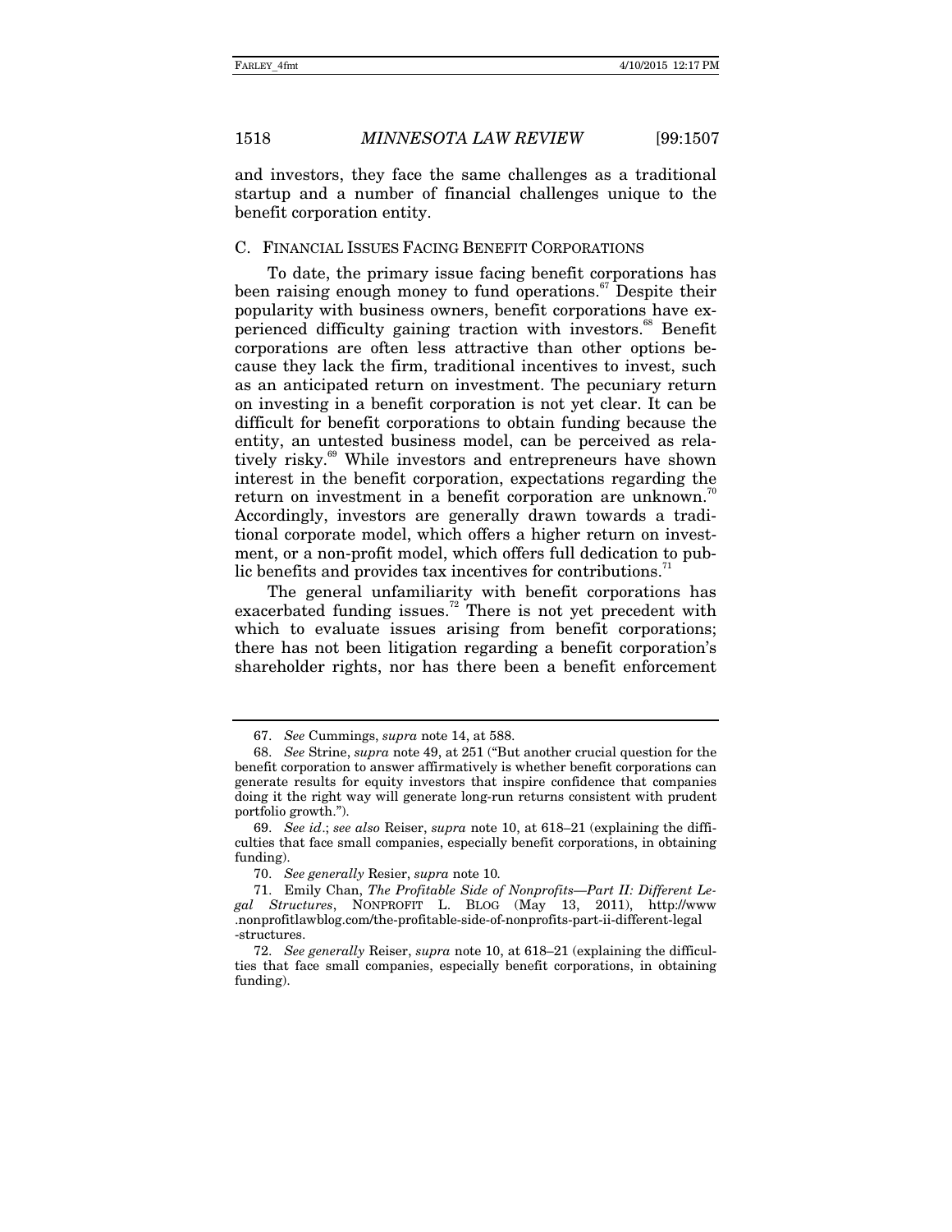and investors, they face the same challenges as a traditional startup and a number of financial challenges unique to the benefit corporation entity.

### C. Financial Issues Facing Benefit Corporations

To date, the primary issue facing benefit corporations has been raising enough money to fund operations.[67] Despite their popularity with business owners, benefit corporations have experienced difficulty gaining traction with investors.[68] Benefit corporations are often less attractive than other options because they lack the firm, traditional incentives to invest, such as an anticipated return on investment. The pecuniary return on investing in a benefit corporation is not yet clear. It can be difficult for benefit corporations to obtain funding because the entity, an untested business model, can be perceived as relatively risky.[69] While investors and entrepreneurs have shown interest in the benefit corporation, expectations regarding the return on investment in a benefit corporation are unknown.[70] Accordingly, investors are generally drawn towards a traditional corporate model, which offers a higher return on investment, or a non-profit model, which offers full dedication to public benefits and provides tax incentives for contributions.[71]

The general unfamiliarity with benefit corporations has exacerbated funding issues.[72] There is not yet precedent with which to evaluate issues arising from benefit corporations; there has not been litigation regarding a benefit corporation's shareholder rights, nor has there been a benefit enforcement

---

67. *See* Cummings, *supra* note 14, at 588.

68. *See* Strine, *supra* note 49, at 251 ("But another crucial question for the benefit corporation to answer affirmatively is whether benefit corporations can generate results for equity investors that inspire confidence that companies doing it the right way will generate long-run returns consistent with prudent portfolio growth.").

69. *See id*.; *see also* Reiser, *supra* note 10, at 618–21 (explaining the difficulties that face small companies, especially benefit corporations, in obtaining funding).

70. *See generally* Resier, *supra* note 10*.*

71. Emily Chan, *The Profitable Side of Nonprofits—Part II: Different Legal Structures*, NONPROFIT L. BLOG (May 13, 2011), http://www.nonprofitlawblog.com/the-profitable-side-of-nonprofits-part-ii-different-legal-structures.

72. *See generally* Reiser, *supra* note 10, at 618–21 (explaining the difficulties that face small companies, especially benefit corporations, in obtaining funding).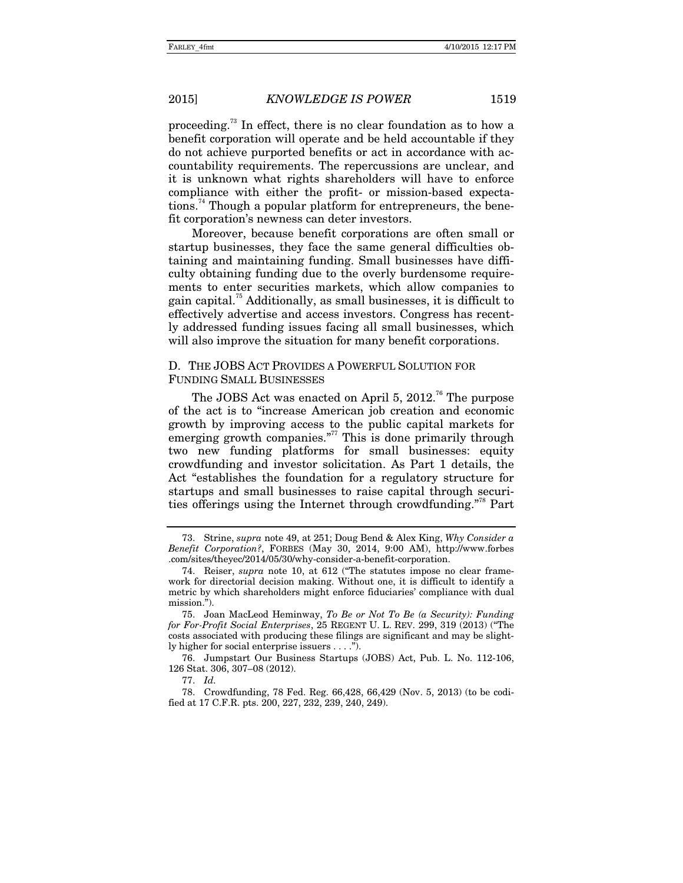proceeding.[73] In effect, there is no clear foundation as to how a benefit corporation will operate and be held accountable if they do not achieve purported benefits or act in accordance with accountability requirements. The repercussions are unclear, and it is unknown what rights shareholders will have to enforce compliance with either the profit- or mission-based expectations.[74] Though a popular platform for entrepreneurs, the benefit corporation's newness can deter investors.

Moreover, because benefit corporations are often small or startup businesses, they face the same general difficulties obtaining and maintaining funding. Small businesses have difficulty obtaining funding due to the overly burdensome requirements to enter securities markets, which allow companies to gain capital.[75] Additionally, as small businesses, it is difficult to effectively advertise and access investors. Congress has recently addressed funding issues facing all small businesses, which will also improve the situation for many benefit corporations.

### D. THE JOBS ACT PROVIDES A POWERFUL SOLUTION FOR FUNDING SMALL BUSINESSES

The JOBS Act was enacted on April 5, 2012.[76] The purpose of the act is to "increase American job creation and economic growth by improving access to the public capital markets for emerging growth companies."[77] This is done primarily through two new funding platforms for small businesses: equity crowdfunding and investor solicitation. As Part 1 details, the Act "establishes the foundation for a regulatory structure for startups and small businesses to raise capital through securities offerings using the Internet through crowdfunding."[78] Part

---

73. Strine, *supra* note 49, at 251; Doug Bend & Alex King, *Why Consider a Benefit Corporation?*, FORBES (May 30, 2014, 9:00 AM), http://www.forbes.com/sites/theyec/2014/05/30/why-consider-a-benefit-corporation.

74. Reiser, *supra* note 10, at 612 ("The statutes impose no clear framework for directorial decision making. Without one, it is difficult to identify a metric by which shareholders might enforce fiduciaries' compliance with dual mission.").

75. Joan MacLeod Heminway, *To Be or Not To Be (a Security): Funding for For-Profit Social Enterprises*, 25 REGENT U. L. REV. 299, 319 (2013) ("The costs associated with producing these filings are significant and may be slightly higher for social enterprise issuers . . . .").

76. Jumpstart Our Business Startups (JOBS) Act, Pub. L. No. 112-106, 126 Stat. 306, 307–08 (2012).

77. *Id.*

78. Crowdfunding, 78 Fed. Reg. 66,428, 66,429 (Nov. 5, 2013) (to be codified at 17 C.F.R. pts. 200, 227, 232, 239, 240, 249).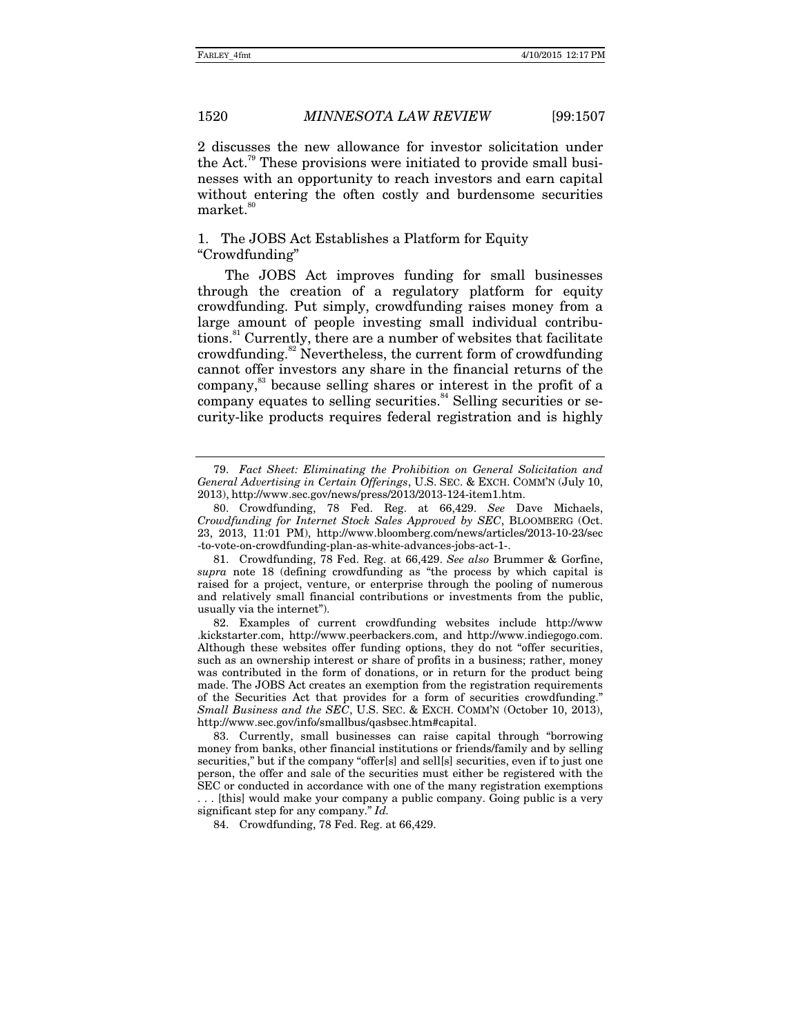2 discusses the new allowance for investor solicitation under the Act.[79] These provisions were initiated to provide small businesses with an opportunity to reach investors and earn capital without entering the often costly and burdensome securities market.[80]

### 1. The JOBS Act Establishes a Platform for Equity "Crowdfunding"

The JOBS Act improves funding for small businesses through the creation of a regulatory platform for equity crowdfunding. Put simply, crowdfunding raises money from a large amount of people investing small individual contributions.[81] Currently, there are a number of websites that facilitate crowdfunding.[82] Nevertheless, the current form of crowdfunding cannot offer investors any share in the financial returns of the company,[83] because selling shares or interest in the profit of a company equates to selling securities.[84] Selling securities or security-like products requires federal registration and is highly

---

79. *Fact Sheet: Eliminating the Prohibition on General Solicitation and General Advertising in Certain Offerings*, U.S. SEC. & EXCH. COMM'N (July 10, 2013), http://www.sec.gov/news/press/2013/2013-124-item1.htm.

80. Crowdfunding, 78 Fed. Reg. at 66,429. *See* Dave Michaels, *Crowdfunding for Internet Stock Sales Approved by SEC*, BLOOMBERG (Oct. 23, 2013, 11:01 PM), http://www.bloomberg.com/news/articles/2013-10-23/sec-to-vote-on-crowdfunding-plan-as-white-advances-jobs-act-1-.

81. Crowdfunding, 78 Fed. Reg. at 66,429. *See also* Brummer & Gorfine, *supra* note 18 (defining crowdfunding as "the process by which capital is raised for a project, venture, or enterprise through the pooling of numerous and relatively small financial contributions or investments from the public, usually via the internet").

82. Examples of current crowdfunding websites include http://www.kickstarter.com, http://www.peerbackers.com, and http://www.indiegogo.com. Although these websites offer funding options, they do not "offer securities, such as an ownership interest or share of profits in a business; rather, money was contributed in the form of donations, or in return for the product being made. The JOBS Act creates an exemption from the registration requirements of the Securities Act that provides for a form of securities crowdfunding." *Small Business and the SEC*, U.S. SEC. & EXCH. COMM'N (October 10, 2013), http://www.sec.gov/info/smallbus/qasbsec.htm#capital.

83. Currently, small businesses can raise capital through "borrowing money from banks, other financial institutions or friends/family and by selling securities," but if the company "offer[s] and sell[s] securities, even if to just one person, the offer and sale of the securities must either be registered with the SEC or conducted in accordance with one of the many registration exemptions . . . [this] would make your company a public company. Going public is a very significant step for any company." *Id.*

84. Crowdfunding, 78 Fed. Reg. at 66,429.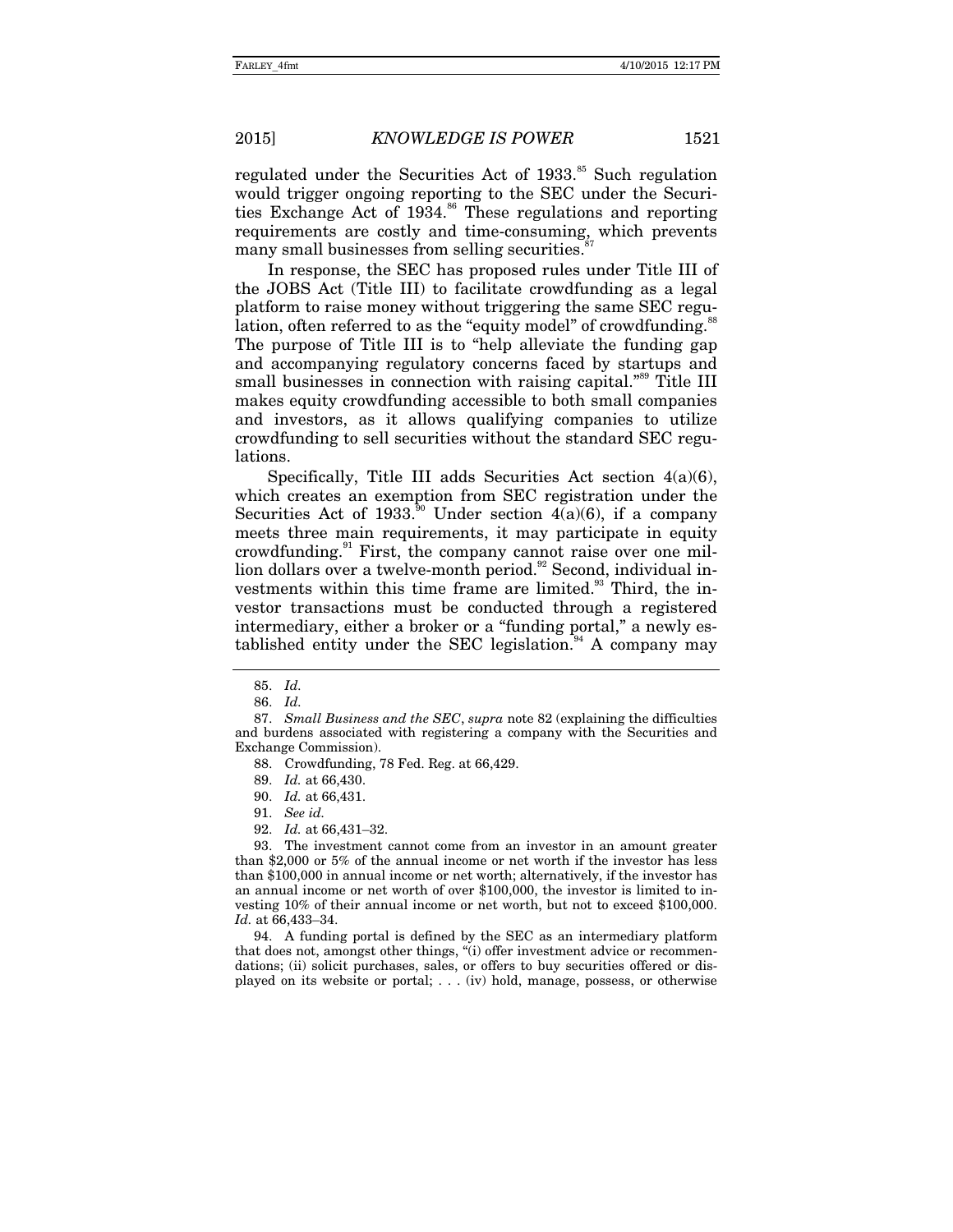regulated under the Securities Act of 1933.[85] Such regulation would trigger ongoing reporting to the SEC under the Securities Exchange Act of 1934.[86] These regulations and reporting requirements are costly and time-consuming, which prevents many small businesses from selling securities.[87]

In response, the SEC has proposed rules under Title III of the JOBS Act (Title III) to facilitate crowdfunding as a legal platform to raise money without triggering the same SEC regulation, often referred to as the "equity model" of crowdfunding.[88] The purpose of Title III is to "help alleviate the funding gap and accompanying regulatory concerns faced by startups and small businesses in connection with raising capital."[89] Title III makes equity crowdfunding accessible to both small companies and investors, as it allows qualifying companies to utilize crowdfunding to sell securities without the standard SEC regulations.

Specifically, Title III adds Securities Act section 4(a)(6), which creates an exemption from SEC registration under the Securities Act of 1933.[90] Under section 4(a)(6), if a company meets three main requirements, it may participate in equity crowdfunding.[91] First, the company cannot raise over one million dollars over a twelve-month period.[92] Second, individual investments within this time frame are limited.[93] Third, the investor transactions must be conducted through a registered intermediary, either a broker or a "funding portal," a newly established entity under the SEC legislation.[94] A company may

---

85. *Id.*

86. *Id.*

87. *Small Business and the SEC*, *supra* note 82 (explaining the difficulties and burdens associated with registering a company with the Securities and Exchange Commission).

88. Crowdfunding, 78 Fed. Reg. at 66,429.

89. *Id.* at 66,430.

90. *Id.* at 66,431.

91. *See id.*

92. *Id.* at 66,431–32.

93. The investment cannot come from an investor in an amount greater than $2,000 or 5% of the annual income or net worth if the investor has less than $100,000 in annual income or net worth; alternatively, if the investor has an annual income or net worth of over $100,000, the investor is limited to investing 10% of their annual income or net worth, but not to exceed $100,000. *Id.* at 66,433–34.

94. A funding portal is defined by the SEC as an intermediary platform that does not, amongst other things, "(i) offer investment advice or recommendations; (ii) solicit purchases, sales, or offers to buy securities offered or displayed on its website or portal; . . . (iv) hold, manage, possess, or otherwise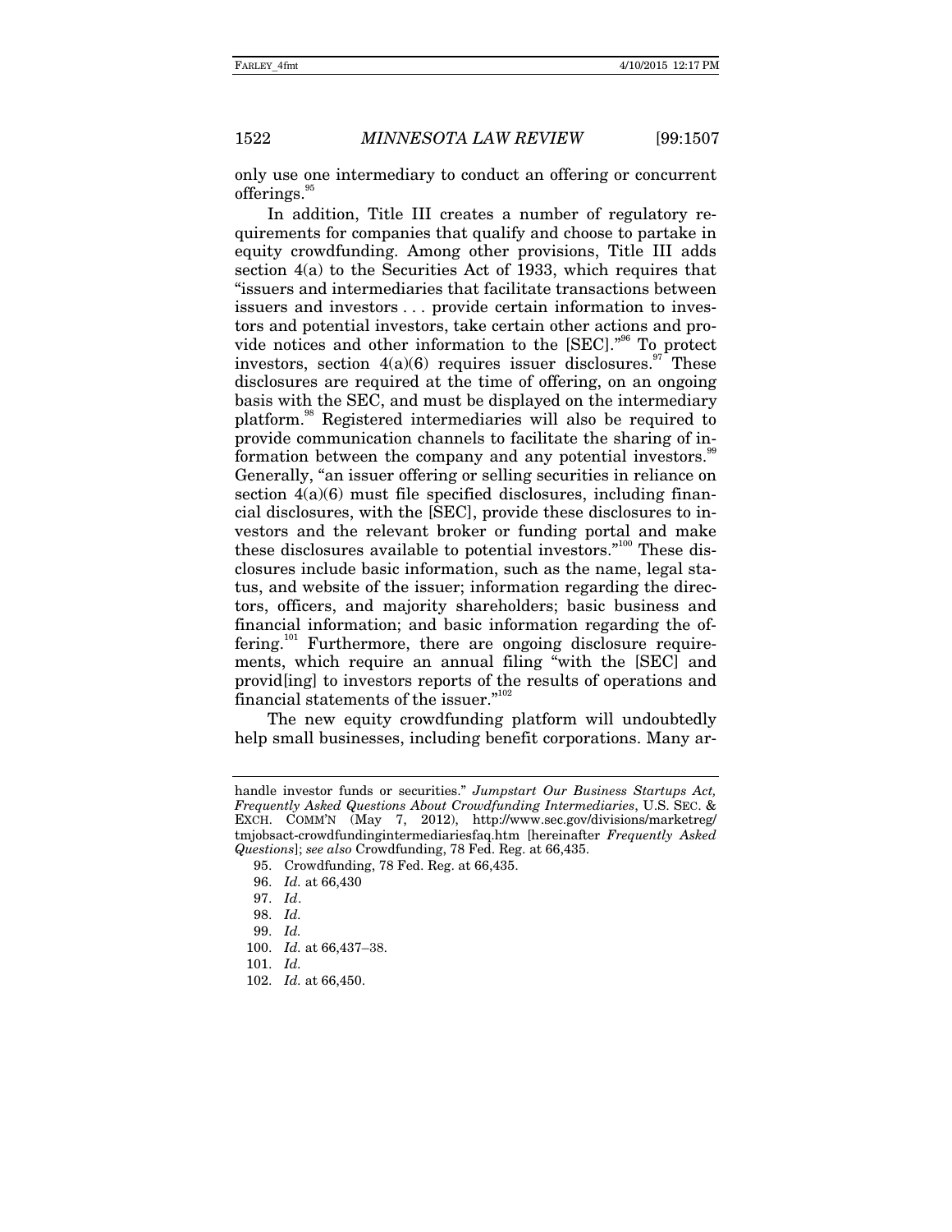only use one intermediary to conduct an offering or concurrent offerings.[95]

In addition, Title III creates a number of regulatory requirements for companies that qualify and choose to partake in equity crowdfunding. Among other provisions, Title III adds section 4(a) to the Securities Act of 1933, which requires that "issuers and intermediaries that facilitate transactions between issuers and investors . . . provide certain information to investors and potential investors, take certain other actions and provide notices and other information to the [SEC]."[96] To protect investors, section 4(a)(6) requires issuer disclosures.[97] These disclosures are required at the time of offering, on an ongoing basis with the SEC, and must be displayed on the intermediary platform.[98] Registered intermediaries will also be required to provide communication channels to facilitate the sharing of information between the company and any potential investors.[99] Generally, "an issuer offering or selling securities in reliance on section 4(a)(6) must file specified disclosures, including financial disclosures, with the [SEC], provide these disclosures to investors and the relevant broker or funding portal and make these disclosures available to potential investors."[100] These disclosures include basic information, such as the name, legal status, and website of the issuer; information regarding the directors, officers, and majority shareholders; basic business and financial information; and basic information regarding the offering.[101] Furthermore, there are ongoing disclosure requirements, which require an annual filing "with the [SEC] and provid[ing] to investors reports of the results of operations and financial statements of the issuer."[102]

The new equity crowdfunding platform will undoubtedly help small businesses, including benefit corporations. Many ar-

---

handle investor funds or securities." *Jumpstart Our Business Startups Act, Frequently Asked Questions About Crowdfunding Intermediaries*, U.S. SEC. & EXCH. COMM'N (May 7, 2012), http://www.sec.gov/divisions/marketreg/tmjobsact-crowdfundingintermediariesfaq.htm [hereinafter *Frequently Asked Questions*]; *see also* Crowdfunding, 78 Fed. Reg. at 66,435.

95. Crowdfunding, 78 Fed. Reg. at 66,435.

96. *Id.* at 66,430

97. *Id*.

98. *Id.*

99. *Id.*

100. *Id.* at 66,437–38.

101. *Id.*

102. *Id.* at 66,450.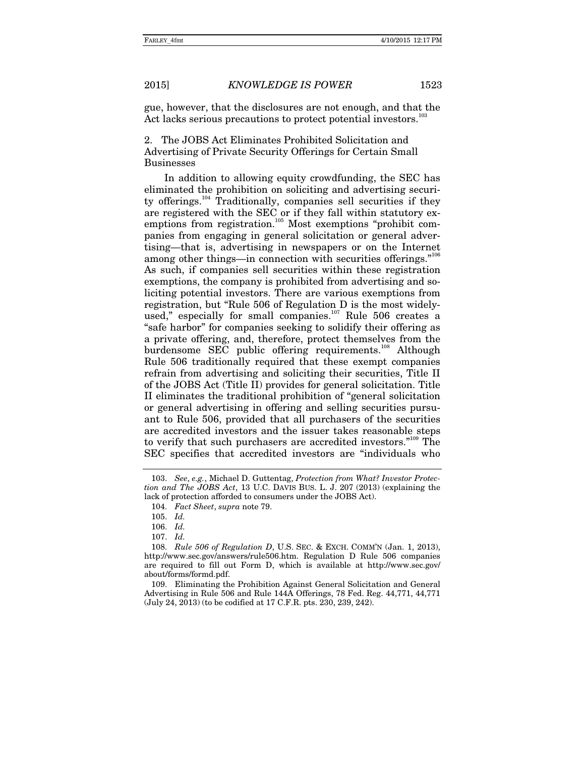gue, however, that the disclosures are not enough, and that the Act lacks serious precautions to protect potential investors.[103]

2. The JOBS Act Eliminates Prohibited Solicitation and Advertising of Private Security Offerings for Certain Small Businesses

In addition to allowing equity crowdfunding, the SEC has eliminated the prohibition on soliciting and advertising security offerings.[104] Traditionally, companies sell securities if they are registered with the SEC or if they fall within statutory exemptions from registration.[105] Most exemptions "prohibit companies from engaging in general solicitation or general advertising—that is, advertising in newspapers or on the Internet among other things—in connection with securities offerings."[106] As such, if companies sell securities within these registration exemptions, the company is prohibited from advertising and soliciting potential investors. There are various exemptions from registration, but "Rule 506 of Regulation D is the most widely-used," especially for small companies.[107] Rule 506 creates a "safe harbor" for companies seeking to solidify their offering as a private offering, and, therefore, protect themselves from the burdensome SEC public offering requirements.[108] Although Rule 506 traditionally required that these exempt companies refrain from advertising and soliciting their securities, Title II of the JOBS Act (Title II) provides for general solicitation. Title II eliminates the traditional prohibition of "general solicitation or general advertising in offering and selling securities pursuant to Rule 506, provided that all purchasers of the securities are accredited investors and the issuer takes reasonable steps to verify that such purchasers are accredited investors."[109] The SEC specifies that accredited investors are "individuals who

---

103. *See*, *e.g.*, Michael D. Guttentag, *Protection from What? Investor Protection and The JOBS Act*, 13 U.C. DAVIS BUS. L. J. 207 (2013) (explaining the lack of protection afforded to consumers under the JOBS Act).

104. *Fact Sheet*, *supra* note 79.

105. *Id.*

106. *Id.*

107. *Id.*

108. *Rule 506 of Regulation D*, U.S. SEC. & EXCH. COMM'N (Jan. 1, 2013), http://www.sec.gov/answers/rule506.htm. Regulation D Rule 506 companies are required to fill out Form D, which is available at http://www.sec.gov/about/forms/formd.pdf.

109. Eliminating the Prohibition Against General Solicitation and General Advertising in Rule 506 and Rule 144A Offerings, 78 Fed. Reg. 44,771, 44,771 (July 24, 2013) (to be codified at 17 C.F.R. pts. 230, 239, 242).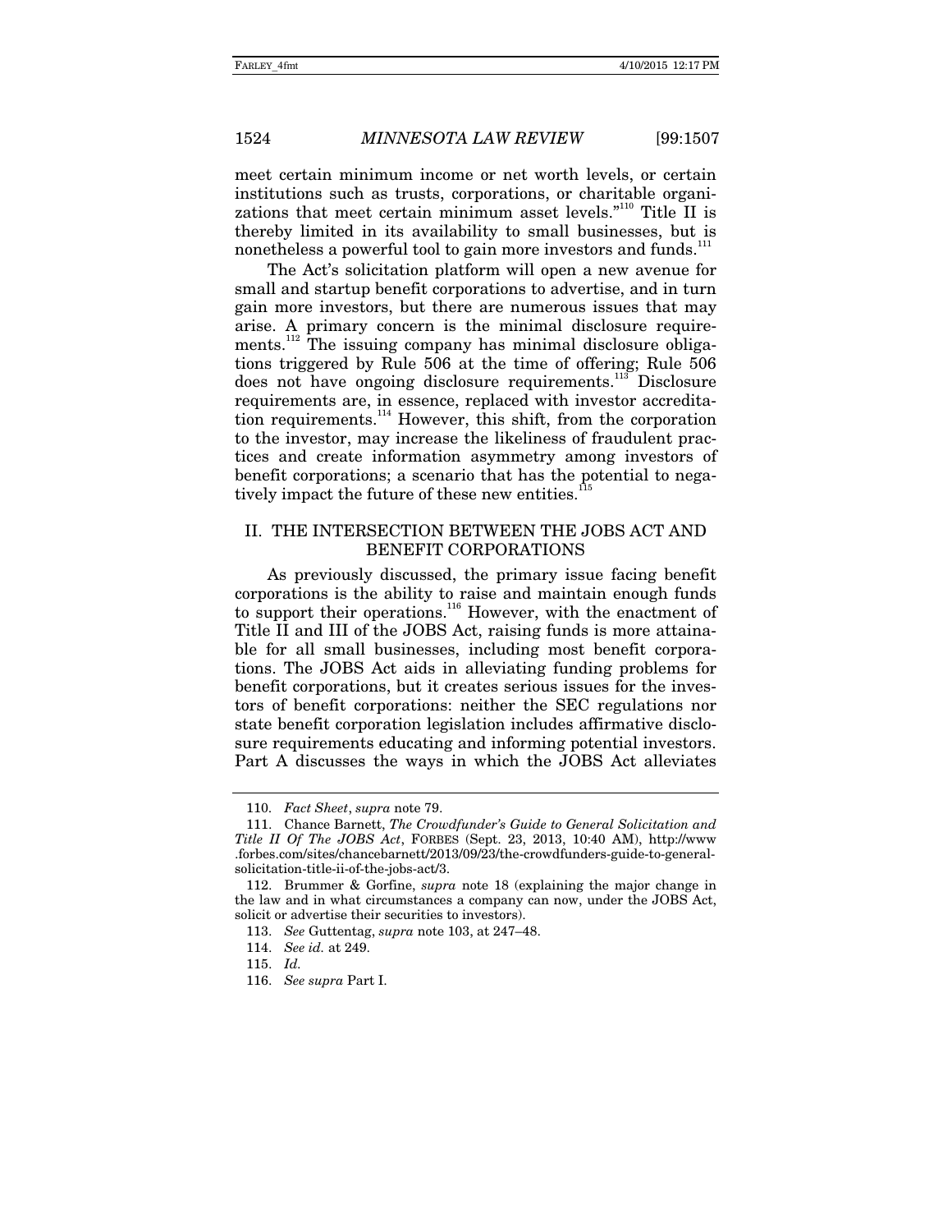meet certain minimum income or net worth levels, or certain institutions such as trusts, corporations, or charitable organizations that meet certain minimum asset levels."[110] Title II is thereby limited in its availability to small businesses, but is nonetheless a powerful tool to gain more investors and funds.[111]

The Act's solicitation platform will open a new avenue for small and startup benefit corporations to advertise, and in turn gain more investors, but there are numerous issues that may arise. A primary concern is the minimal disclosure requirements.[112] The issuing company has minimal disclosure obligations triggered by Rule 506 at the time of offering; Rule 506 does not have ongoing disclosure requirements.[113] Disclosure requirements are, in essence, replaced with investor accreditation requirements.[114] However, this shift, from the corporation to the investor, may increase the likeliness of fraudulent practices and create information asymmetry among investors of benefit corporations; a scenario that has the potential to negatively impact the future of these new entities.[115]

## II. THE INTERSECTION BETWEEN THE JOBS ACT AND BENEFIT CORPORATIONS

As previously discussed, the primary issue facing benefit corporations is the ability to raise and maintain enough funds to support their operations.[116] However, with the enactment of Title II and III of the JOBS Act, raising funds is more attainable for all small businesses, including most benefit corporations. The JOBS Act aids in alleviating funding problems for benefit corporations, but it creates serious issues for the investors of benefit corporations: neither the SEC regulations nor state benefit corporation legislation includes affirmative disclosure requirements educating and informing potential investors. Part A discusses the ways in which the JOBS Act alleviates

---

110. *Fact Sheet*, *supra* note 79.

111. Chance Barnett, *The Crowdfunder's Guide to General Solicitation and Title II Of The JOBS Act*, FORBES (Sept. 23, 2013, 10:40 AM), http://www.forbes.com/sites/chancebarnett/2013/09/23/the-crowdfunders-guide-to-general-solicitation-title-ii-of-the-jobs-act/3.

112. Brummer & Gorfine, *supra* note 18 (explaining the major change in the law and in what circumstances a company can now, under the JOBS Act, solicit or advertise their securities to investors).

113. *See* Guttentag, *supra* note 103, at 247–48.

114. *See id.* at 249.

115. *Id.*

116. *See supra* Part I.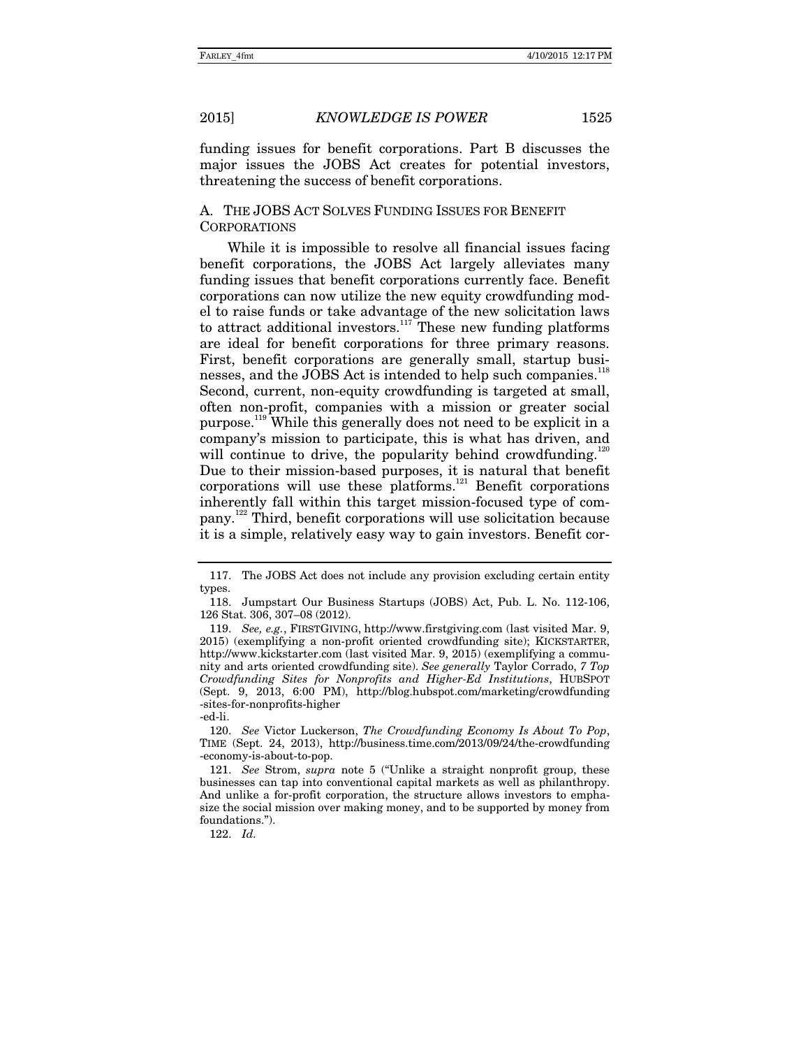funding issues for benefit corporations. Part B discusses the major issues the JOBS Act creates for potential investors, threatening the success of benefit corporations.

### A. THE JOBS ACT SOLVES FUNDING ISSUES FOR BENEFIT CORPORATIONS

While it is impossible to resolve all financial issues facing benefit corporations, the JOBS Act largely alleviates many funding issues that benefit corporations currently face. Benefit corporations can now utilize the new equity crowdfunding model to raise funds or take advantage of the new solicitation laws to attract additional investors.[117] These new funding platforms are ideal for benefit corporations for three primary reasons. First, benefit corporations are generally small, startup businesses, and the JOBS Act is intended to help such companies.[118] Second, current, non-equity crowdfunding is targeted at small, often non-profit, companies with a mission or greater social purpose.[119] While this generally does not need to be explicit in a company's mission to participate, this is what has driven, and will continue to drive, the popularity behind crowdfunding.[120] Due to their mission-based purposes, it is natural that benefit corporations will use these platforms.[121] Benefit corporations inherently fall within this target mission-focused type of company.[122] Third, benefit corporations will use solicitation because it is a simple, relatively easy way to gain investors. Benefit cor-

---

117. The JOBS Act does not include any provision excluding certain entity types.

118. Jumpstart Our Business Startups (JOBS) Act, Pub. L. No. 112-106, 126 Stat. 306, 307–08 (2012).

119. *See, e.g.*, FIRSTGIVING, http://www.firstgiving.com (last visited Mar. 9, 2015) (exemplifying a non-profit oriented crowdfunding site); KICKSTARTER, http://www.kickstarter.com (last visited Mar. 9, 2015) (exemplifying a community and arts oriented crowdfunding site). *See generally* Taylor Corrado, *7 Top Crowdfunding Sites for Nonprofits and Higher-Ed Institutions*, HUBSPOT (Sept. 9, 2013, 6:00 PM), http://blog.hubspot.com/marketing/crowdfunding-sites-for-nonprofits-higher-ed-li.

120. *See* Victor Luckerson, *The Crowdfunding Economy Is About To Pop*, TIME (Sept. 24, 2013), http://business.time.com/2013/09/24/the-crowdfunding-economy-is-about-to-pop.

121. *See* Strom, *supra* note 5 ("Unlike a straight nonprofit group, these businesses can tap into conventional capital markets as well as philanthropy. And unlike a for-profit corporation, the structure allows investors to emphasize the social mission over making money, and to be supported by money from foundations.").

122. *Id.*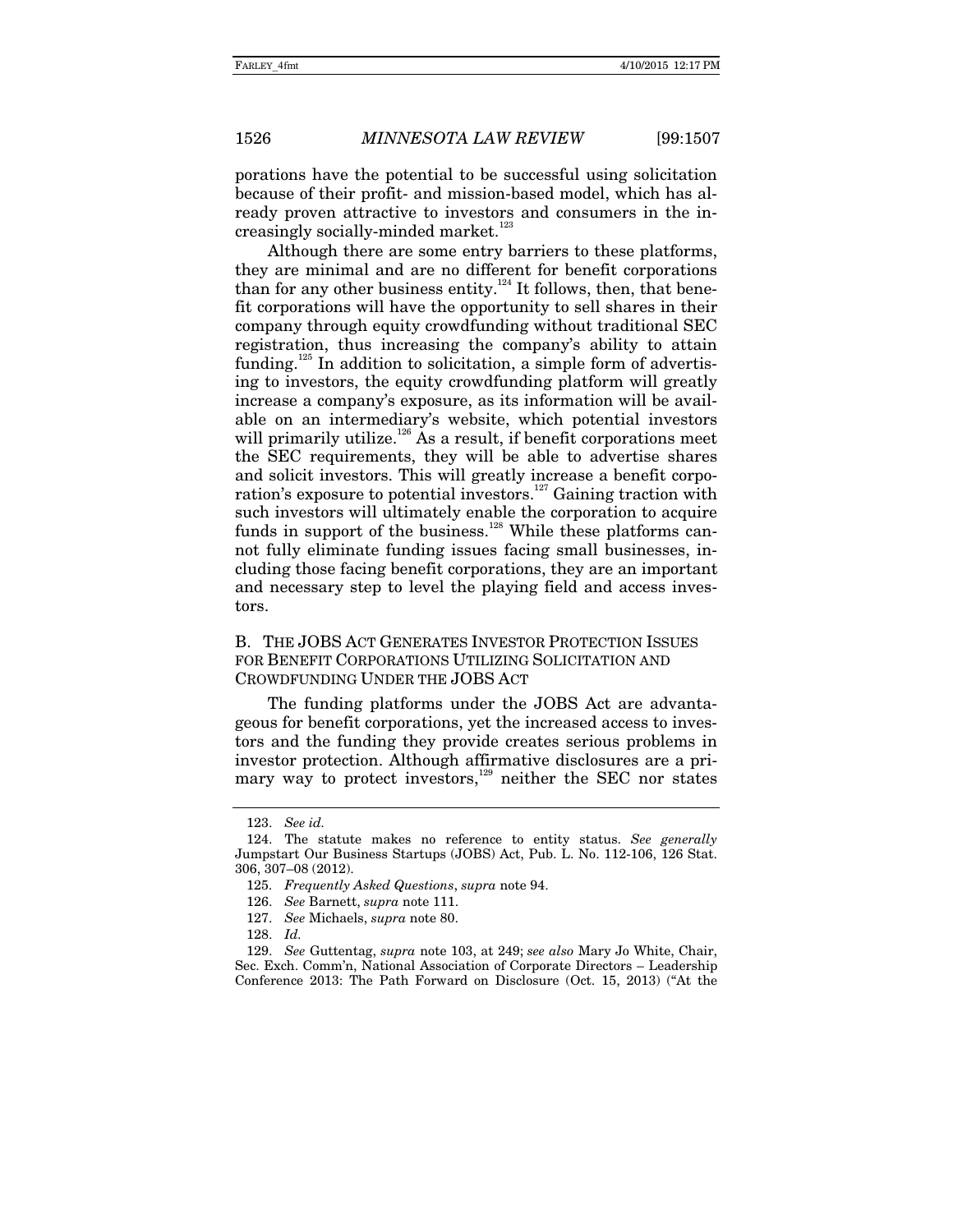porations have the potential to be successful using solicitation because of their profit- and mission-based model, which has already proven attractive to investors and consumers in the increasingly socially-minded market.[123]

Although there are some entry barriers to these platforms, they are minimal and are no different for benefit corporations than for any other business entity.[124] It follows, then, that benefit corporations will have the opportunity to sell shares in their company through equity crowdfunding without traditional SEC registration, thus increasing the company's ability to attain funding.[125] In addition to solicitation, a simple form of advertising to investors, the equity crowdfunding platform will greatly increase a company's exposure, as its information will be available on an intermediary's website, which potential investors will primarily utilize.[126] As a result, if benefit corporations meet the SEC requirements, they will be able to advertise shares and solicit investors. This will greatly increase a benefit corporation's exposure to potential investors.[127] Gaining traction with such investors will ultimately enable the corporation to acquire funds in support of the business.[128] While these platforms cannot fully eliminate funding issues facing small businesses, including those facing benefit corporations, they are an important and necessary step to level the playing field and access investors.

### B. The JOBS Act Generates Investor Protection Issues for Benefit Corporations Utilizing Solicitation and Crowdfunding Under the JOBS Act

The funding platforms under the JOBS Act are advantageous for benefit corporations, yet the increased access to investors and the funding they provide creates serious problems in investor protection. Although affirmative disclosures are a primary way to protect investors,[129] neither the SEC nor states

---

123. *See id.*

124. The statute makes no reference to entity status. *See generally* Jumpstart Our Business Startups (JOBS) Act, Pub. L. No. 112-106, 126 Stat. 306, 307–08 (2012).

125. *Frequently Asked Questions*, *supra* note 94.

126. *See* Barnett, *supra* note 111.

127. *See* Michaels, *supra* note 80.

128. *Id.*

129. *See* Guttentag, *supra* note 103, at 249; *see also* Mary Jo White, Chair, Sec. Exch. Comm'n, National Association of Corporate Directors – Leadership Conference 2013: The Path Forward on Disclosure (Oct. 15, 2013) ("At the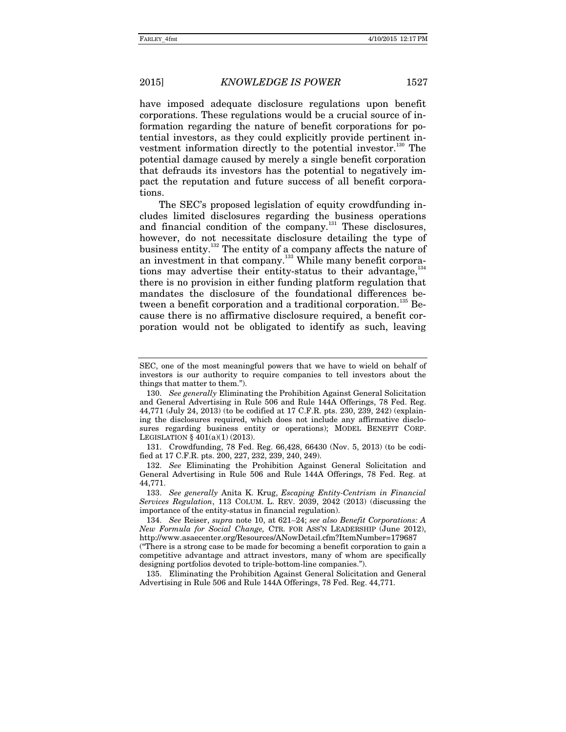have imposed adequate disclosure regulations upon benefit corporations. These regulations would be a crucial source of information regarding the nature of benefit corporations for potential investors, as they could explicitly provide pertinent investment information directly to the potential investor.[130] The potential damage caused by merely a single benefit corporation that defrauds its investors has the potential to negatively impact the reputation and future success of all benefit corporations.

The SEC's proposed legislation of equity crowdfunding includes limited disclosures regarding the business operations and financial condition of the company.[131] These disclosures, however, do not necessitate disclosure detailing the type of business entity.[132] The entity of a company affects the nature of an investment in that company.[133] While many benefit corporations may advertise their entity-status to their advantage,[134] there is no provision in either funding platform regulation that mandates the disclosure of the foundational differences between a benefit corporation and a traditional corporation.[135] Because there is no affirmative disclosure required, a benefit corporation would not be obligated to identify as such, leaving

---

SEC, one of the most meaningful powers that we have to wield on behalf of investors is our authority to require companies to tell investors about the things that matter to them.").

130. *See generally* Eliminating the Prohibition Against General Solicitation and General Advertising in Rule 506 and Rule 144A Offerings, 78 Fed. Reg. 44,771 (July 24, 2013) (to be codified at 17 C.F.R. pts. 230, 239, 242) (explaining the disclosures required, which does not include any affirmative disclosures regarding business entity or operations); MODEL BENEFIT CORP. LEGISLATION § 401(a)(1) (2013).

131. Crowdfunding, 78 Fed. Reg. 66,428, 66430 (Nov. 5, 2013) (to be codified at 17 C.F.R. pts. 200, 227, 232, 239, 240, 249).

132. *See* Eliminating the Prohibition Against General Solicitation and General Advertising in Rule 506 and Rule 144A Offerings, 78 Fed. Reg. at 44,771.

133. *See generally* Anita K. Krug, *Escaping Entity-Centrism in Financial Services Regulation*, 113 COLUM. L. REV. 2039, 2042 (2013) (discussing the importance of the entity-status in financial regulation).

134. *See* Reiser, *supra* note 10, at 621–24; *see also Benefit Corporations: A New Formula for Social Change,* CTR. FOR ASS'N LEADERSHIP (June 2012), http://www.asaecenter.org/Resources/ANowDetail.cfm?ItemNumber=179687 ("There is a strong case to be made for becoming a benefit corporation to gain a competitive advantage and attract investors, many of whom are specifically designing portfolios devoted to triple-bottom-line companies.").

135. Eliminating the Prohibition Against General Solicitation and General Advertising in Rule 506 and Rule 144A Offerings, 78 Fed. Reg. 44,771.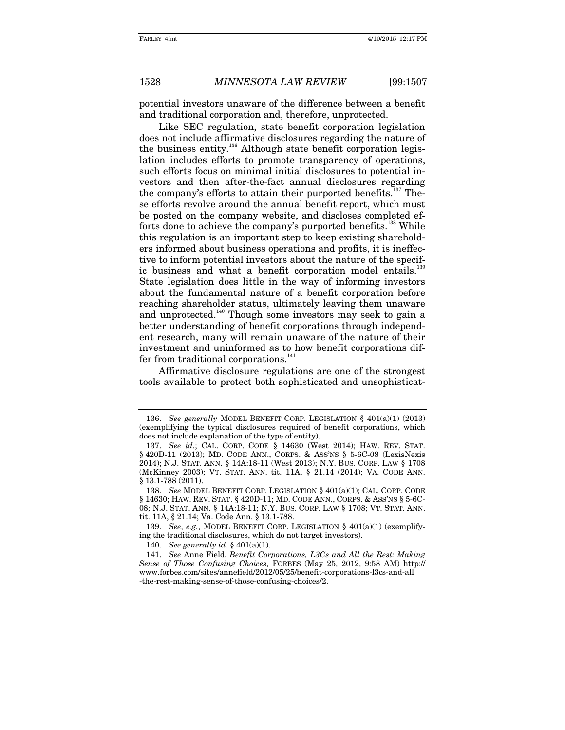potential investors unaware of the difference between a benefit and traditional corporation and, therefore, unprotected.

Like SEC regulation, state benefit corporation legislation does not include affirmative disclosures regarding the nature of the business entity.[136] Although state benefit corporation legislation includes efforts to promote transparency of operations, such efforts focus on minimal initial disclosures to potential investors and then after-the-fact annual disclosures regarding the company's efforts to attain their purported benefits.[137] These efforts revolve around the annual benefit report, which must be posted on the company website, and discloses completed efforts done to achieve the company's purported benefits.[138] While this regulation is an important step to keep existing shareholders informed about business operations and profits, it is ineffective to inform potential investors about the nature of the specific business and what a benefit corporation model entails.[139] State legislation does little in the way of informing investors about the fundamental nature of a benefit corporation before reaching shareholder status, ultimately leaving them unaware and unprotected.[140] Though some investors may seek to gain a better understanding of benefit corporations through independent research, many will remain unaware of the nature of their investment and uninformed as to how benefit corporations differ from traditional corporations.[141]

Affirmative disclosure regulations are one of the strongest tools available to protect both sophisticated and unsophisticat-

---

136. *See generally* MODEL BENEFIT CORP. LEGISLATION § 401(a)(1) (2013) (exemplifying the typical disclosures required of benefit corporations, which does not include explanation of the type of entity).

137. *See id.*; CAL. CORP. CODE § 14630 (West 2014); HAW. REV. STAT. § 420D-11 (2013); MD. CODE ANN., CORPS. & ASS'NS § 5-6C-08 (LexisNexis 2014); N.J. STAT. ANN. § 14A:18-11 (West 2013); N.Y. BUS. CORP. LAW § 1708 (McKinney 2003); VT. STAT. ANN. tit. 11A, § 21.14 (2014); VA. CODE ANN. § 13.1-788 (2011).

138. *See* MODEL BENEFIT CORP. LEGISLATION § 401(a)(1); CAL. CORP. CODE § 14630; HAW. REV. STAT. § 420D-11; MD. CODE ANN., CORPS. & ASS'NS § 5-6C-08; N.J. STAT. ANN. § 14A:18-11; N.Y. BUS. CORP. LAW § 1708; VT. STAT. ANN. tit. 11A, § 21.14; Va. Code Ann. § 13.1-788.

139. *See, e.g.*, MODEL BENEFIT CORP. LEGISLATION § 401(a)(1) (exemplifying the traditional disclosures, which do not target investors).

140. *See generally id.* § 401(a)(1).

141. *See* Anne Field, *Benefit Corporations, L3Cs and All the Rest: Making Sense of Those Confusing Choices*, FORBES (May 25, 2012, 9:58 AM) http://www.forbes.com/sites/annefield/2012/05/25/benefit-corporations-l3cs-and-all-the-rest-making-sense-of-those-confusing-choices/2.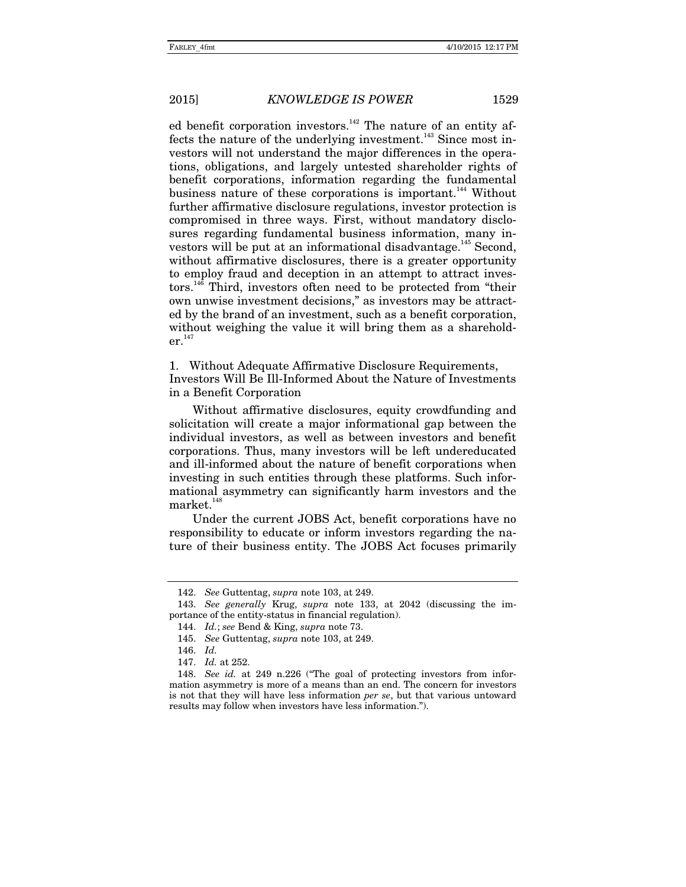ed benefit corporation investors.[142] The nature of an entity affects the nature of the underlying investment.[143] Since most investors will not understand the major differences in the operations, obligations, and largely untested shareholder rights of benefit corporations, information regarding the fundamental business nature of these corporations is important.[144] Without further affirmative disclosure regulations, investor protection is compromised in three ways. First, without mandatory disclosures regarding fundamental business information, many investors will be put at an informational disadvantage.[145] Second, without affirmative disclosures, there is a greater opportunity to employ fraud and deception in an attempt to attract investors.[146] Third, investors often need to be protected from "their own unwise investment decisions," as investors may be attracted by the brand of an investment, such as a benefit corporation, without weighing the value it will bring them as a shareholder.[147]

1. Without Adequate Affirmative Disclosure Requirements, Investors Will Be Ill-Informed About the Nature of Investments in a Benefit Corporation

Without affirmative disclosures, equity crowdfunding and solicitation will create a major informational gap between the individual investors, as well as between investors and benefit corporations. Thus, many investors will be left undereducated and ill-informed about the nature of benefit corporations when investing in such entities through these platforms. Such informational asymmetry can significantly harm investors and the market.[148]

Under the current JOBS Act, benefit corporations have no responsibility to educate or inform investors regarding the nature of their business entity. The JOBS Act focuses primarily

---

142. *See* Guttentag, *supra* note 103, at 249.

143. *See generally* Krug, *supra* note 133, at 2042 (discussing the importance of the entity-status in financial regulation).

144. *Id.*; *see* Bend & King, *supra* note 73.

145. *See* Guttentag, *supra* note 103, at 249.

146. *Id.*

147. *Id.* at 252.

148. *See id.* at 249 n.226 ("The goal of protecting investors from information asymmetry is more of a means than an end. The concern for investors is not that they will have less information *per se*, but that various untoward results may follow when investors have less information.").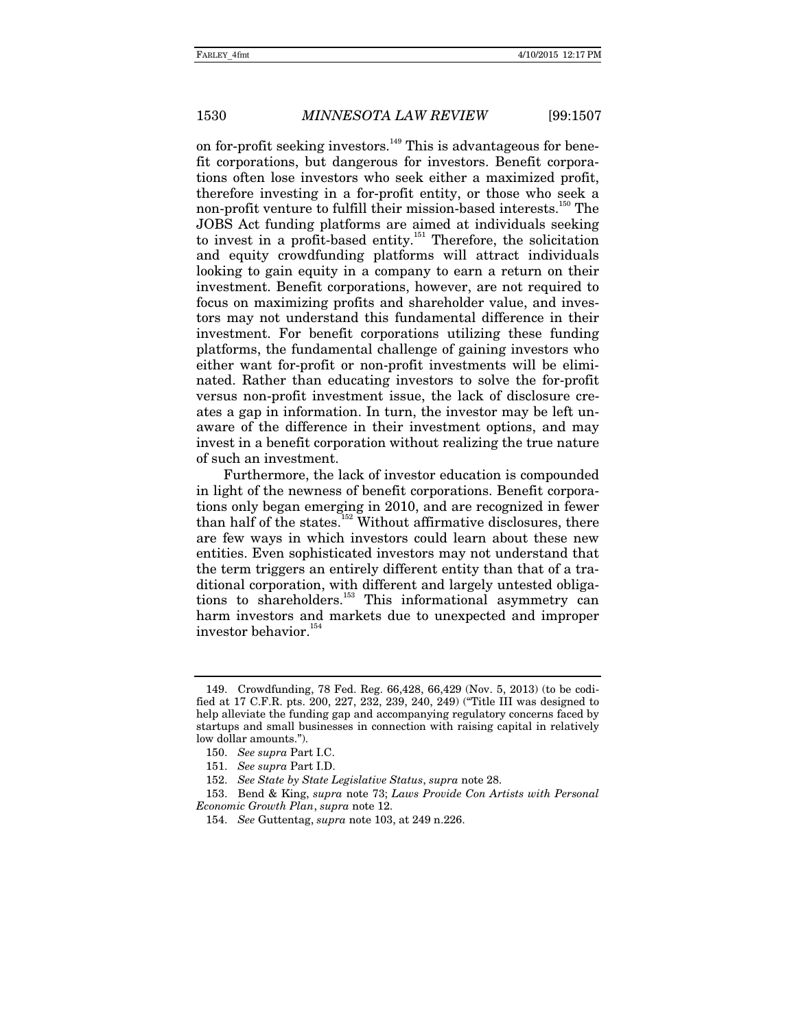on for-profit seeking investors.[149] This is advantageous for benefit corporations, but dangerous for investors. Benefit corporations often lose investors who seek either a maximized profit, therefore investing in a for-profit entity, or those who seek a non-profit venture to fulfill their mission-based interests.[150] The JOBS Act funding platforms are aimed at individuals seeking to invest in a profit-based entity.[151] Therefore, the solicitation and equity crowdfunding platforms will attract individuals looking to gain equity in a company to earn a return on their investment. Benefit corporations, however, are not required to focus on maximizing profits and shareholder value, and investors may not understand this fundamental difference in their investment. For benefit corporations utilizing these funding platforms, the fundamental challenge of gaining investors who either want for-profit or non-profit investments will be eliminated. Rather than educating investors to solve the for-profit versus non-profit investment issue, the lack of disclosure creates a gap in information. In turn, the investor may be left unaware of the difference in their investment options, and may invest in a benefit corporation without realizing the true nature of such an investment.

Furthermore, the lack of investor education is compounded in light of the newness of benefit corporations. Benefit corporations only began emerging in 2010, and are recognized in fewer than half of the states.[152] Without affirmative disclosures, there are few ways in which investors could learn about these new entities. Even sophisticated investors may not understand that the term triggers an entirely different entity than that of a traditional corporation, with different and largely untested obligations to shareholders.[153] This informational asymmetry can harm investors and markets due to unexpected and improper investor behavior.[154]

---

149. Crowdfunding, 78 Fed. Reg. 66,428, 66,429 (Nov. 5, 2013) (to be codified at 17 C.F.R. pts. 200, 227, 232, 239, 240, 249) ("Title III was designed to help alleviate the funding gap and accompanying regulatory concerns faced by startups and small businesses in connection with raising capital in relatively low dollar amounts.").

150. *See supra* Part I.C.

151. *See supra* Part I.D.

152. *See State by State Legislative Status*, *supra* note 28.

153. Bend & King, *supra* note 73; *Laws Provide Con Artists with Personal Economic Growth Plan*, *supra* note 12.

154. *See* Guttentag, *supra* note 103, at 249 n.226.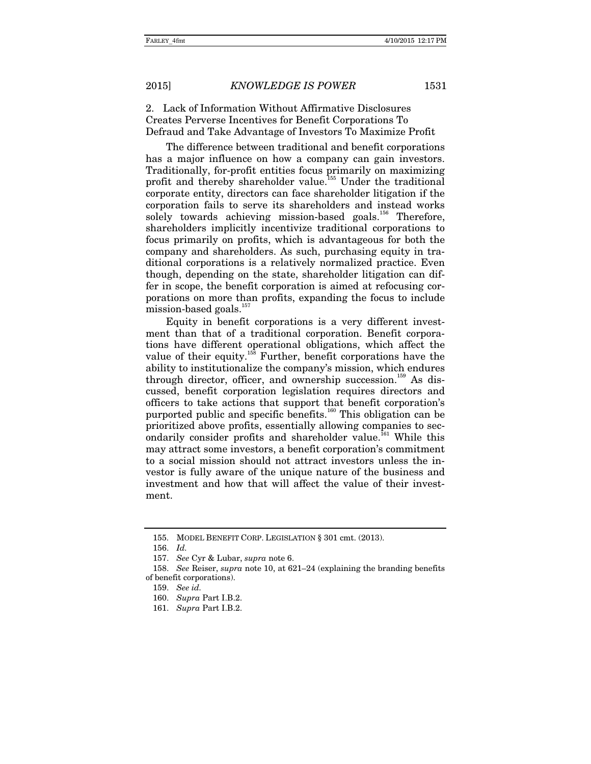### 2. Lack of Information Without Affirmative Disclosures Creates Perverse Incentives for Benefit Corporations To Defraud and Take Advantage of Investors To Maximize Profit

The difference between traditional and benefit corporations has a major influence on how a company can gain investors. Traditionally, for-profit entities focus primarily on maximizing profit and thereby shareholder value.[155] Under the traditional corporate entity, directors can face shareholder litigation if the corporation fails to serve its shareholders and instead works solely towards achieving mission-based goals.[156] Therefore, shareholders implicitly incentivize traditional corporations to focus primarily on profits, which is advantageous for both the company and shareholders. As such, purchasing equity in traditional corporations is a relatively normalized practice. Even though, depending on the state, shareholder litigation can differ in scope, the benefit corporation is aimed at refocusing corporations on more than profits, expanding the focus to include mission-based goals.[157]

Equity in benefit corporations is a very different investment than that of a traditional corporation. Benefit corporations have different operational obligations, which affect the value of their equity.[158] Further, benefit corporations have the ability to institutionalize the company's mission, which endures through director, officer, and ownership succession.[159] As discussed, benefit corporation legislation requires directors and officers to take actions that support that benefit corporation's purported public and specific benefits.[160] This obligation can be prioritized above profits, essentially allowing companies to secondarily consider profits and shareholder value.[161] While this may attract some investors, a benefit corporation's commitment to a social mission should not attract investors unless the investor is fully aware of the unique nature of the business and investment and how that will affect the value of their investment.

---

155. MODEL BENEFIT CORP. LEGISLATION § 301 cmt. (2013).

156. *Id.*

157. *See* Cyr & Lubar, *supra* note 6.

158. *See* Reiser, *supra* note 10, at 621–24 (explaining the branding benefits of benefit corporations).

159. *See id.*

160. *Supra* Part I.B.2.

161. *Supra* Part I.B.2.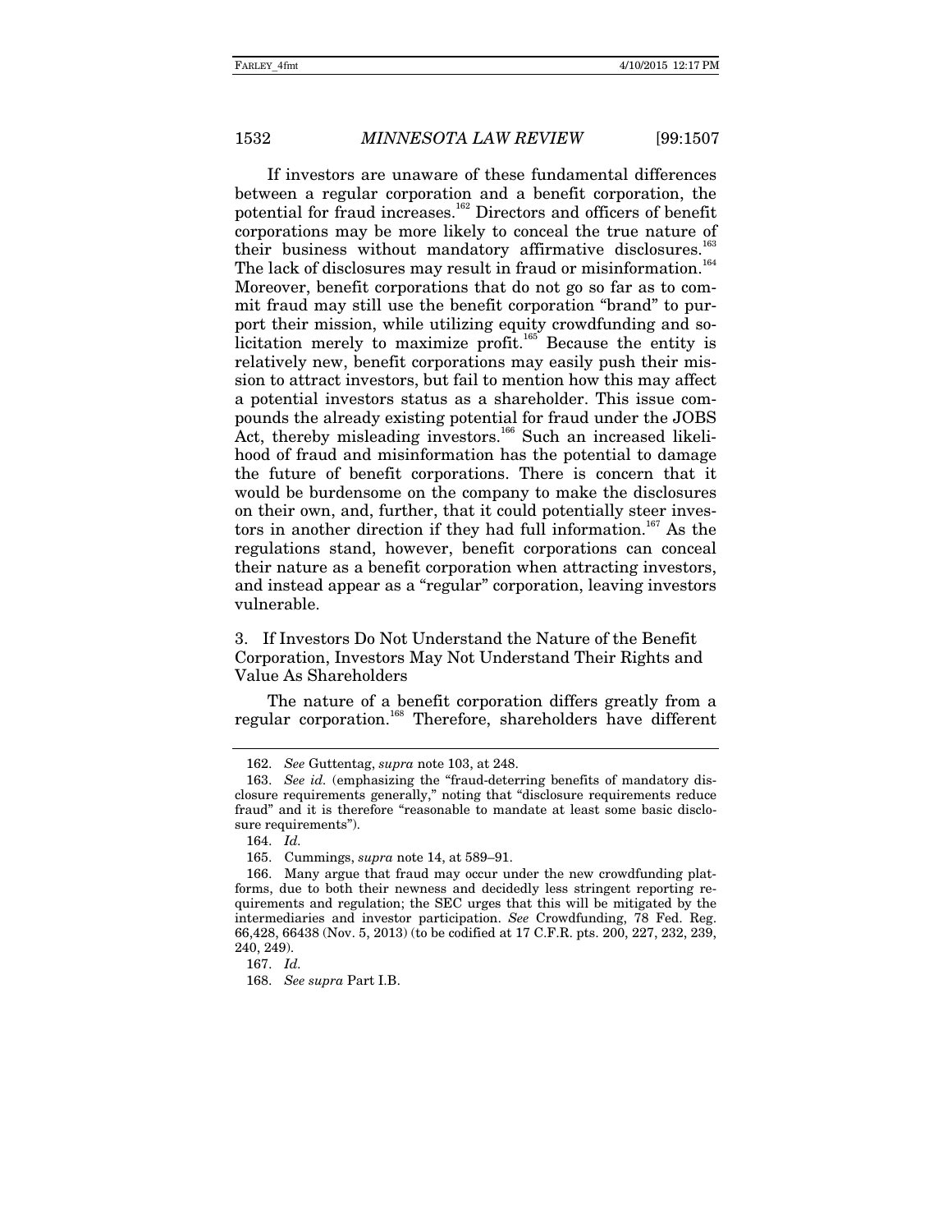If investors are unaware of these fundamental differences between a regular corporation and a benefit corporation, the potential for fraud increases.[162] Directors and officers of benefit corporations may be more likely to conceal the true nature of their business without mandatory affirmative disclosures.[163] The lack of disclosures may result in fraud or misinformation.[164] Moreover, benefit corporations that do not go so far as to commit fraud may still use the benefit corporation "brand" to purport their mission, while utilizing equity crowdfunding and solicitation merely to maximize profit.[165] Because the entity is relatively new, benefit corporations may easily push their mission to attract investors, but fail to mention how this may affect a potential investors status as a shareholder. This issue compounds the already existing potential for fraud under the JOBS Act, thereby misleading investors.[166] Such an increased likelihood of fraud and misinformation has the potential to damage the future of benefit corporations. There is concern that it would be burdensome on the company to make the disclosures on their own, and, further, that it could potentially steer investors in another direction if they had full information.[167] As the regulations stand, however, benefit corporations can conceal their nature as a benefit corporation when attracting investors, and instead appear as a "regular" corporation, leaving investors vulnerable.

### 3. If Investors Do Not Understand the Nature of the Benefit Corporation, Investors May Not Understand Their Rights and Value As Shareholders

The nature of a benefit corporation differs greatly from a regular corporation.[168] Therefore, shareholders have different

---

162. *See* Guttentag, *supra* note 103, at 248.

163. *See id.* (emphasizing the "fraud-deterring benefits of mandatory disclosure requirements generally," noting that "disclosure requirements reduce fraud" and it is therefore "reasonable to mandate at least some basic disclosure requirements").

164. *Id.*

165. Cummings, *supra* note 14, at 589–91.

166. Many argue that fraud may occur under the new crowdfunding platforms, due to both their newness and decidedly less stringent reporting requirements and regulation; the SEC urges that this will be mitigated by the intermediaries and investor participation. *See* Crowdfunding, 78 Fed. Reg. 66,428, 66438 (Nov. 5, 2013) (to be codified at 17 C.F.R. pts. 200, 227, 232, 239, 240, 249).

167. *Id.*

168. *See supra* Part I.B.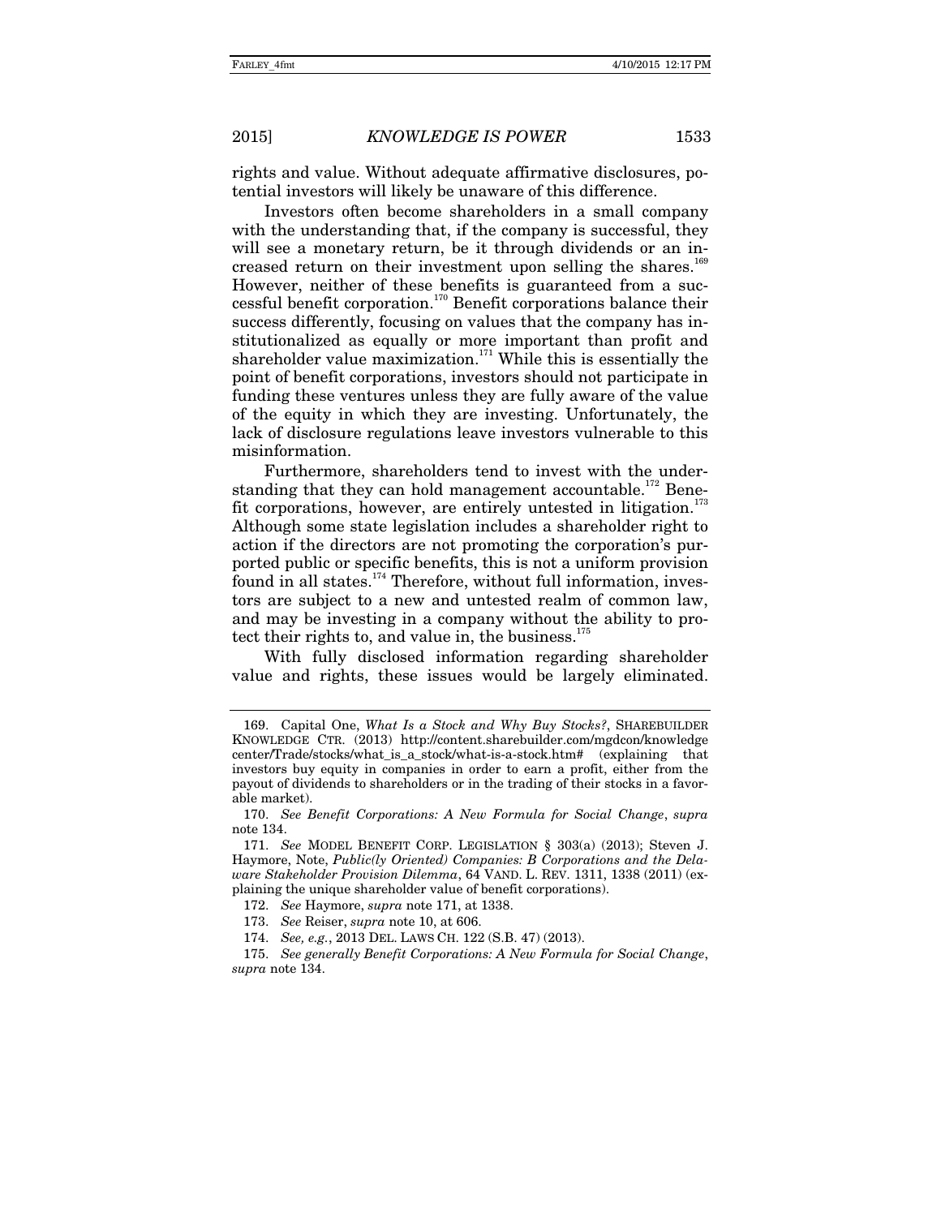rights and value. Without adequate affirmative disclosures, potential investors will likely be unaware of this difference.

Investors often become shareholders in a small company with the understanding that, if the company is successful, they will see a monetary return, be it through dividends or an increased return on their investment upon selling the shares.[169] However, neither of these benefits is guaranteed from a successful benefit corporation.[170] Benefit corporations balance their success differently, focusing on values that the company has institutionalized as equally or more important than profit and shareholder value maximization.[171] While this is essentially the point of benefit corporations, investors should not participate in funding these ventures unless they are fully aware of the value of the equity in which they are investing. Unfortunately, the lack of disclosure regulations leave investors vulnerable to this misinformation.

Furthermore, shareholders tend to invest with the understanding that they can hold management accountable.[172] Benefit corporations, however, are entirely untested in litigation.[173] Although some state legislation includes a shareholder right to action if the directors are not promoting the corporation's purported public or specific benefits, this is not a uniform provision found in all states.[174] Therefore, without full information, investors are subject to a new and untested realm of common law, and may be investing in a company without the ability to protect their rights to, and value in, the business.[175]

With fully disclosed information regarding shareholder value and rights, these issues would be largely eliminated.

---

169. Capital One, *What Is a Stock and Why Buy Stocks?*, SHAREBUILDER KNOWLEDGE CTR. (2013) http://content.sharebuilder.com/mgdcon/knowledgecenter/Trade/stocks/what_is_a_stock/what-is-a-stock.htm# (explaining that investors buy equity in companies in order to earn a profit, either from the payout of dividends to shareholders or in the trading of their stocks in a favorable market).

170. *See Benefit Corporations: A New Formula for Social Change*, *supra* note 134.

171. *See* MODEL BENEFIT CORP. LEGISLATION § 303(a) (2013); Steven J. Haymore, Note, *Public(ly Oriented) Companies: B Corporations and the Delaware Stakeholder Provision Dilemma*, 64 VAND. L. REV. 1311, 1338 (2011) (explaining the unique shareholder value of benefit corporations).

172. *See* Haymore, *supra* note 171, at 1338.

173. *See* Reiser, *supra* note 10, at 606.

174. *See, e.g.*, 2013 DEL. LAWS CH. 122 (S.B. 47) (2013).

175. *See generally Benefit Corporations: A New Formula for Social Change*, *supra* note 134.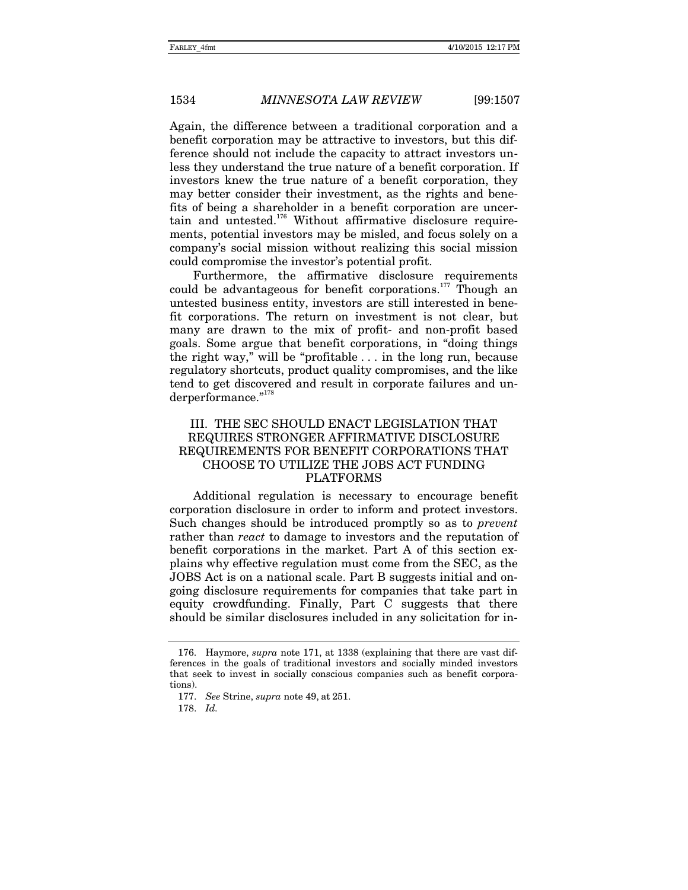Again, the difference between a traditional corporation and a benefit corporation may be attractive to investors, but this difference should not include the capacity to attract investors unless they understand the true nature of a benefit corporation. If investors knew the true nature of a benefit corporation, they may better consider their investment, as the rights and benefits of being a shareholder in a benefit corporation are uncertain and untested.[176] Without affirmative disclosure requirements, potential investors may be misled, and focus solely on a company's social mission without realizing this social mission could compromise the investor's potential profit.

Furthermore, the affirmative disclosure requirements could be advantageous for benefit corporations.[177] Though an untested business entity, investors are still interested in benefit corporations. The return on investment is not clear, but many are drawn to the mix of profit- and non-profit based goals. Some argue that benefit corporations, in "doing things the right way," will be "profitable . . . in the long run, because regulatory shortcuts, product quality compromises, and the like tend to get discovered and result in corporate failures and underperformance."[178]

## III. THE SEC SHOULD ENACT LEGISLATION THAT REQUIRES STRONGER AFFIRMATIVE DISCLOSURE REQUIREMENTS FOR BENEFIT CORPORATIONS THAT CHOOSE TO UTILIZE THE JOBS ACT FUNDING PLATFORMS

Additional regulation is necessary to encourage benefit corporation disclosure in order to inform and protect investors. Such changes should be introduced promptly so as to *prevent* rather than *react* to damage to investors and the reputation of benefit corporations in the market. Part A of this section explains why effective regulation must come from the SEC, as the JOBS Act is on a national scale. Part B suggests initial and ongoing disclosure requirements for companies that take part in equity crowdfunding. Finally, Part C suggests that there should be similar disclosures included in any solicitation for in-

---

176. Haymore, *supra* note 171, at 1338 (explaining that there are vast differences in the goals of traditional investors and socially minded investors that seek to invest in socially conscious companies such as benefit corporations).

177. *See* Strine, *supra* note 49, at 251.

178. *Id.*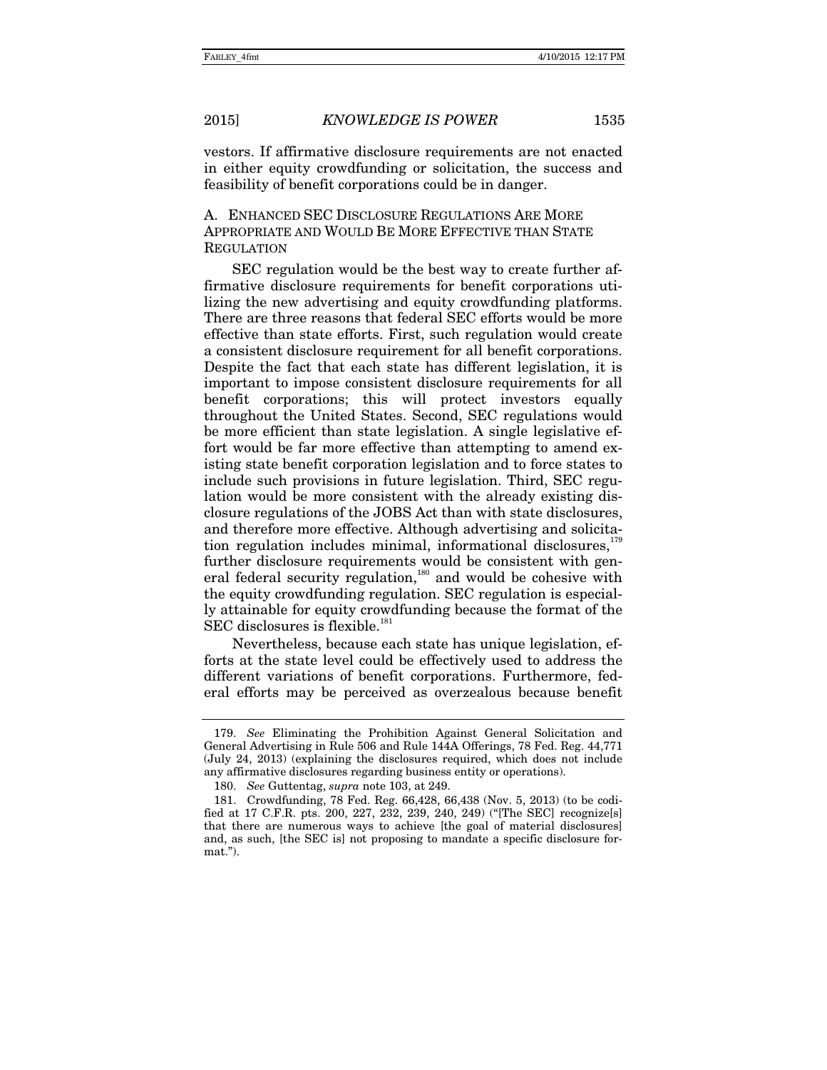vestors. If affirmative disclosure requirements are not enacted in either equity crowdfunding or solicitation, the success and feasibility of benefit corporations could be in danger.

### A. Enhanced SEC Disclosure Regulations Are More Appropriate and Would Be More Effective than State Regulation

SEC regulation would be the best way to create further affirmative disclosure requirements for benefit corporations utilizing the new advertising and equity crowdfunding platforms. There are three reasons that federal SEC efforts would be more effective than state efforts. First, such regulation would create a consistent disclosure requirement for all benefit corporations. Despite the fact that each state has different legislation, it is important to impose consistent disclosure requirements for all benefit corporations; this will protect investors equally throughout the United States. Second, SEC regulations would be more efficient than state legislation. A single legislative effort would be far more effective than attempting to amend existing state benefit corporation legislation and to force states to include such provisions in future legislation. Third, SEC regulation would be more consistent with the already existing disclosure regulations of the JOBS Act than with state disclosures, and therefore more effective. Although advertising and solicitation regulation includes minimal, informational disclosures,[179] further disclosure requirements would be consistent with general federal security regulation,[180] and would be cohesive with the equity crowdfunding regulation. SEC regulation is especially attainable for equity crowdfunding because the format of the SEC disclosures is flexible.[181]

Nevertheless, because each state has unique legislation, efforts at the state level could be effectively used to address the different variations of benefit corporations. Furthermore, federal efforts may be perceived as overzealous because benefit

---

179. *See* Eliminating the Prohibition Against General Solicitation and General Advertising in Rule 506 and Rule 144A Offerings, 78 Fed. Reg. 44,771 (July 24, 2013) (explaining the disclosures required, which does not include any affirmative disclosures regarding business entity or operations).

180. *See* Guttentag, *supra* note 103, at 249.

181. Crowdfunding, 78 Fed. Reg. 66,428, 66,438 (Nov. 5, 2013) (to be codified at 17 C.F.R. pts. 200, 227, 232, 239, 240, 249) ("[The SEC] recognize[s] that there are numerous ways to achieve [the goal of material disclosures] and, as such, [the SEC is] not proposing to mandate a specific disclosure format.").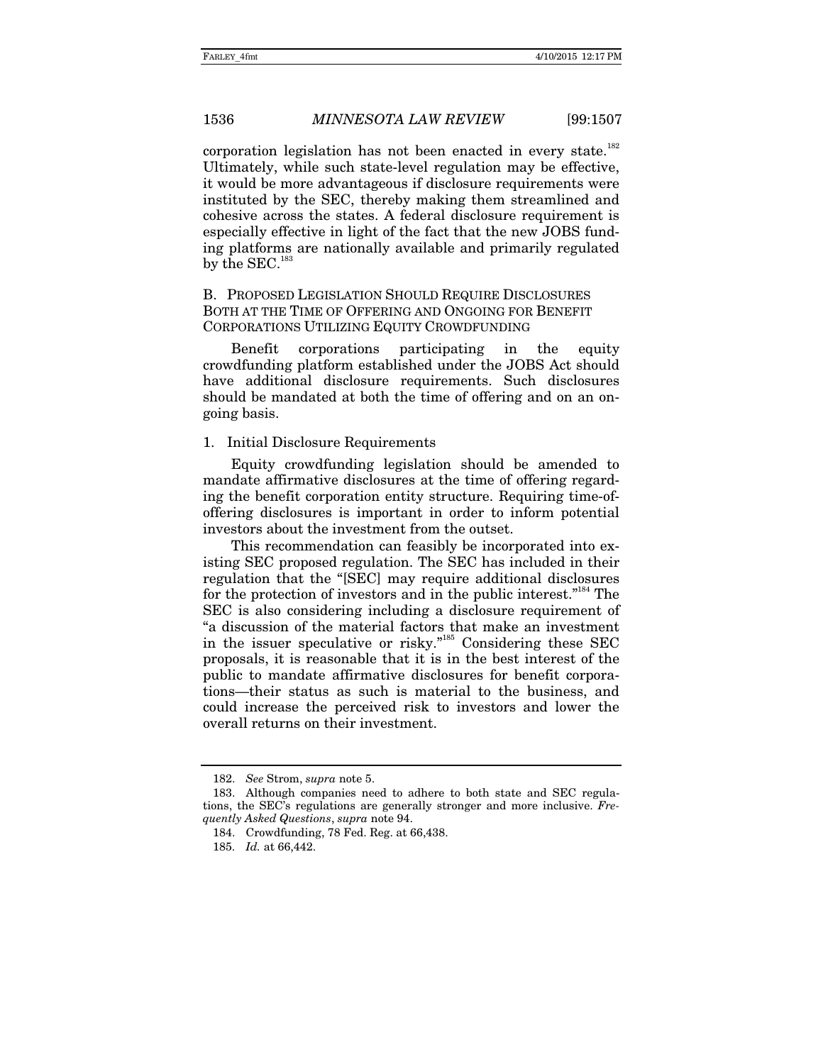corporation legislation has not been enacted in every state.[182] Ultimately, while such state-level regulation may be effective, it would be more advantageous if disclosure requirements were instituted by the SEC, thereby making them streamlined and cohesive across the states. A federal disclosure requirement is especially effective in light of the fact that the new JOBS funding platforms are nationally available and primarily regulated by the SEC.[183]

### B. Proposed Legislation Should Require Disclosures Both at the Time of Offering and Ongoing for Benefit Corporations Utilizing Equity Crowdfunding

Benefit corporations participating in the equity crowdfunding platform established under the JOBS Act should have additional disclosure requirements. Such disclosures should be mandated at both the time of offering and on an ongoing basis.

#### 1. Initial Disclosure Requirements

Equity crowdfunding legislation should be amended to mandate affirmative disclosures at the time of offering regarding the benefit corporation entity structure. Requiring time-of-offering disclosures is important in order to inform potential investors about the investment from the outset.

This recommendation can feasibly be incorporated into existing SEC proposed regulation. The SEC has included in their regulation that the "[SEC] may require additional disclosures for the protection of investors and in the public interest."[184] The SEC is also considering including a disclosure requirement of "a discussion of the material factors that make an investment in the issuer speculative or risky."[185] Considering these SEC proposals, it is reasonable that it is in the best interest of the public to mandate affirmative disclosures for benefit corporations—their status as such is material to the business, and could increase the perceived risk to investors and lower the overall returns on their investment.

---

182. *See* Strom, *supra* note 5.

183. Although companies need to adhere to both state and SEC regulations, the SEC's regulations are generally stronger and more inclusive. *Frequently Asked Questions*, *supra* note 94.

184. Crowdfunding, 78 Fed. Reg. at 66,438.

185. *Id.* at 66,442.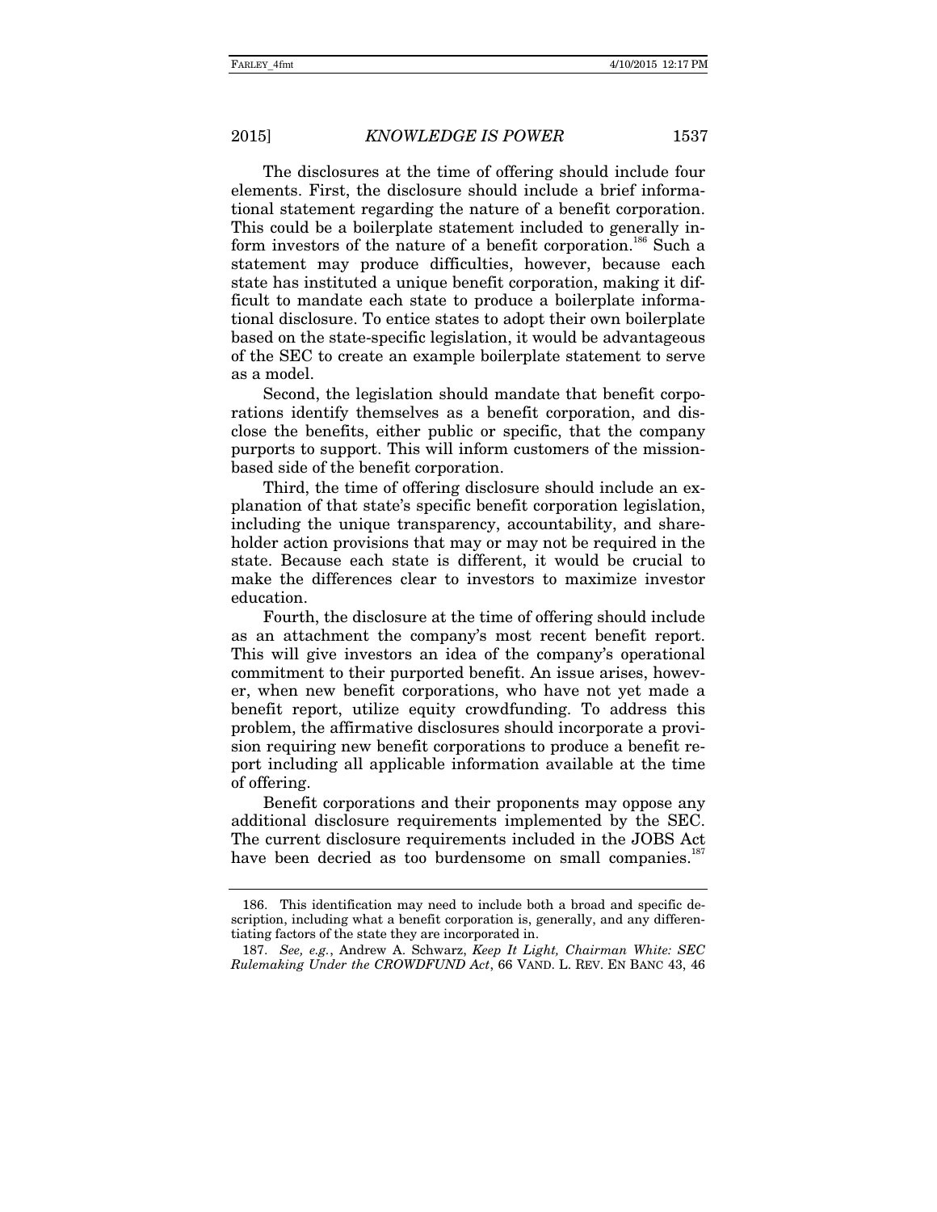The disclosures at the time of offering should include four elements. First, the disclosure should include a brief informational statement regarding the nature of a benefit corporation. This could be a boilerplate statement included to generally inform investors of the nature of a benefit corporation.[186] Such a statement may produce difficulties, however, because each state has instituted a unique benefit corporation, making it difficult to mandate each state to produce a boilerplate informational disclosure. To entice states to adopt their own boilerplate based on the state-specific legislation, it would be advantageous of the SEC to create an example boilerplate statement to serve as a model.

Second, the legislation should mandate that benefit corporations identify themselves as a benefit corporation, and disclose the benefits, either public or specific, that the company purports to support. This will inform customers of the mission-based side of the benefit corporation.

Third, the time of offering disclosure should include an explanation of that state's specific benefit corporation legislation, including the unique transparency, accountability, and shareholder action provisions that may or may not be required in the state. Because each state is different, it would be crucial to make the differences clear to investors to maximize investor education.

Fourth, the disclosure at the time of offering should include as an attachment the company's most recent benefit report. This will give investors an idea of the company's operational commitment to their purported benefit. An issue arises, however, when new benefit corporations, who have not yet made a benefit report, utilize equity crowdfunding. To address this problem, the affirmative disclosures should incorporate a provision requiring new benefit corporations to produce a benefit report including all applicable information available at the time of offering.

Benefit corporations and their proponents may oppose any additional disclosure requirements implemented by the SEC. The current disclosure requirements included in the JOBS Act have been decried as too burdensome on small companies.[187]

---

186. This identification may need to include both a broad and specific description, including what a benefit corporation is, generally, and any differentiating factors of the state they are incorporated in.

187. *See, e.g.*, Andrew A. Schwarz, *Keep It Light, Chairman White: SEC Rulemaking Under the CROWDFUND Act*, 66 VAND. L. REV. EN BANC 43, 46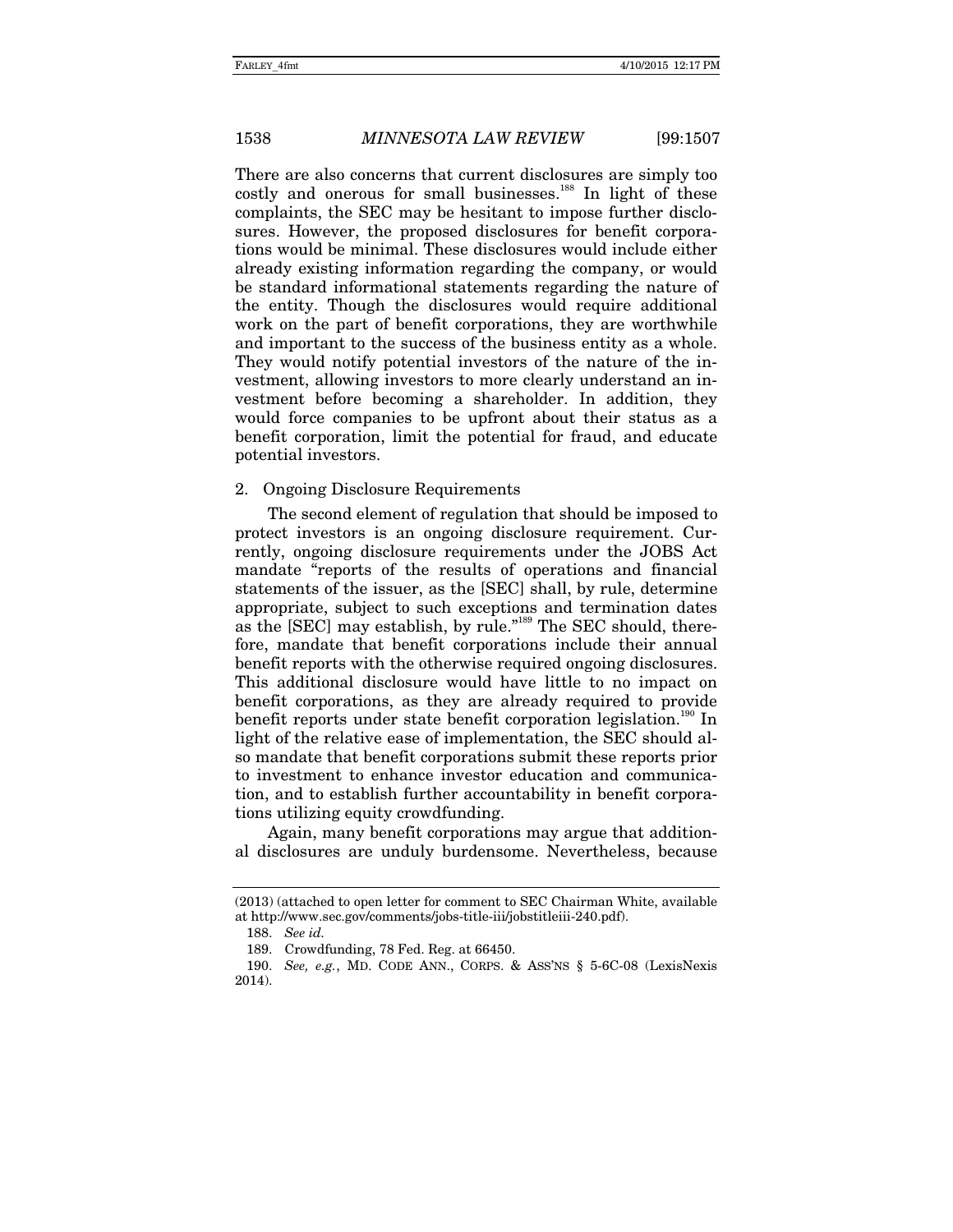There are also concerns that current disclosures are simply too costly and onerous for small businesses.[188] In light of these complaints, the SEC may be hesitant to impose further disclosures. However, the proposed disclosures for benefit corporations would be minimal. These disclosures would include either already existing information regarding the company, or would be standard informational statements regarding the nature of the entity. Though the disclosures would require additional work on the part of benefit corporations, they are worthwhile and important to the success of the business entity as a whole. They would notify potential investors of the nature of the investment, allowing investors to more clearly understand an investment before becoming a shareholder. In addition, they would force companies to be upfront about their status as a benefit corporation, limit the potential for fraud, and educate potential investors.

2. Ongoing Disclosure Requirements

The second element of regulation that should be imposed to protect investors is an ongoing disclosure requirement. Currently, ongoing disclosure requirements under the JOBS Act mandate "reports of the results of operations and financial statements of the issuer, as the [SEC] shall, by rule, determine appropriate, subject to such exceptions and termination dates as the [SEC] may establish, by rule."[189] The SEC should, therefore, mandate that benefit corporations include their annual benefit reports with the otherwise required ongoing disclosures. This additional disclosure would have little to no impact on benefit corporations, as they are already required to provide benefit reports under state benefit corporation legislation.[190] In light of the relative ease of implementation, the SEC should also mandate that benefit corporations submit these reports prior to investment to enhance investor education and communication, and to establish further accountability in benefit corporations utilizing equity crowdfunding.

Again, many benefit corporations may argue that additional disclosures are unduly burdensome. Nevertheless, because

---

(2013) (attached to open letter for comment to SEC Chairman White, available at http://www.sec.gov/comments/jobs-title-iii/jobstitleiii-240.pdf).

188. *See id.*

189. Crowdfunding, 78 Fed. Reg. at 66450.

190. *See, e.g.*, MD. CODE ANN., CORPS. & ASS'NS § 5-6C-08 (LexisNexis 2014).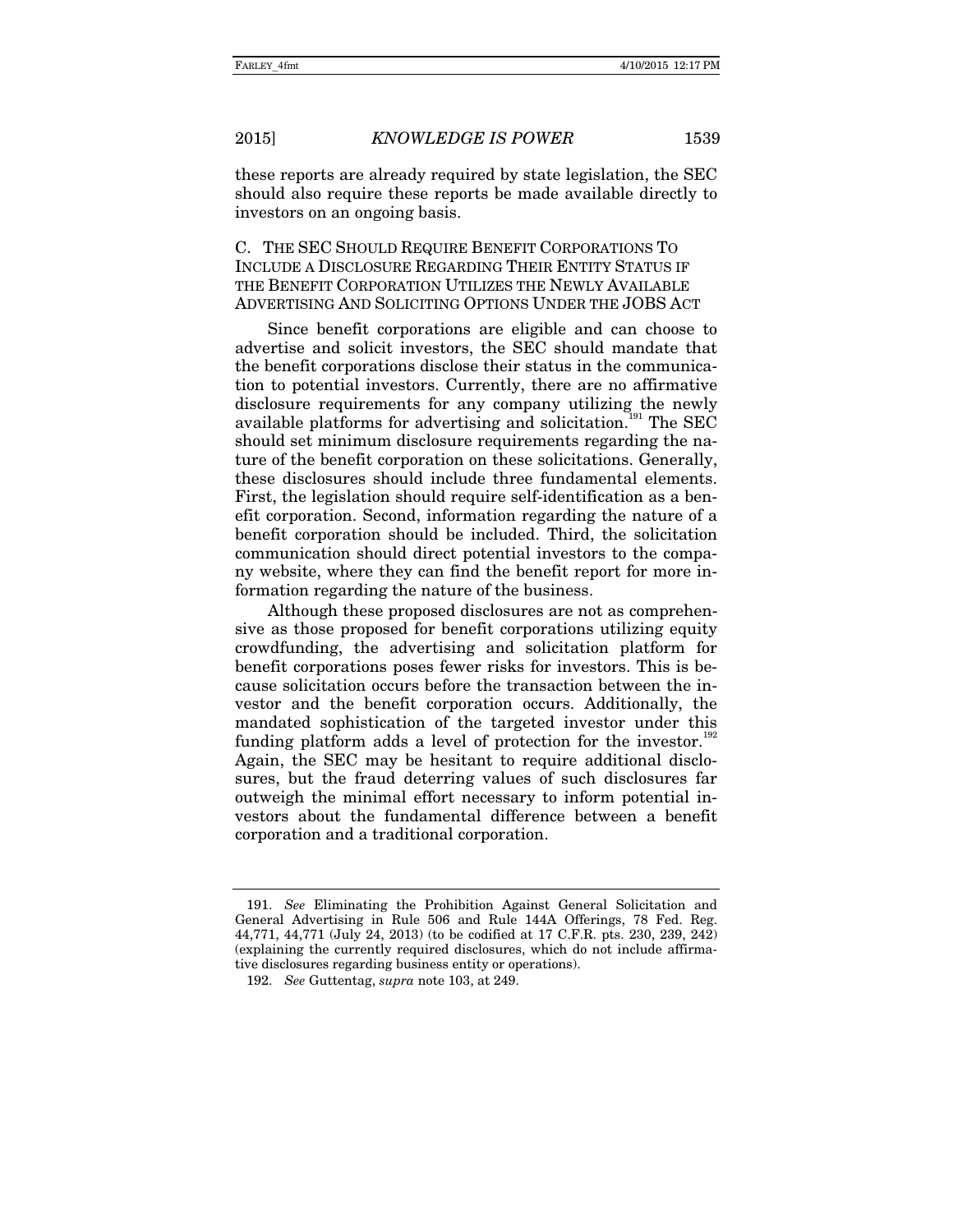these reports are already required by state legislation, the SEC should also require these reports be made available directly to investors on an ongoing basis.

### C. The SEC Should Require Benefit Corporations To Include A Disclosure Regarding Their Entity Status if the Benefit Corporation Utilizes the Newly Available Advertising And Soliciting Options Under the JOBS Act

Since benefit corporations are eligible and can choose to advertise and solicit investors, the SEC should mandate that the benefit corporations disclose their status in the communication to potential investors. Currently, there are no affirmative disclosure requirements for any company utilizing the newly available platforms for advertising and solicitation.[191] The SEC should set minimum disclosure requirements regarding the nature of the benefit corporation on these solicitations. Generally, these disclosures should include three fundamental elements. First, the legislation should require self-identification as a benefit corporation. Second, information regarding the nature of a benefit corporation should be included. Third, the solicitation communication should direct potential investors to the company website, where they can find the benefit report for more information regarding the nature of the business.

Although these proposed disclosures are not as comprehensive as those proposed for benefit corporations utilizing equity crowdfunding, the advertising and solicitation platform for benefit corporations poses fewer risks for investors. This is because solicitation occurs before the transaction between the investor and the benefit corporation occurs. Additionally, the mandated sophistication of the targeted investor under this funding platform adds a level of protection for the investor.[192] Again, the SEC may be hesitant to require additional disclosures, but the fraud deterring values of such disclosures far outweigh the minimal effort necessary to inform potential investors about the fundamental difference between a benefit corporation and a traditional corporation.

---

191. *See* Eliminating the Prohibition Against General Solicitation and General Advertising in Rule 506 and Rule 144A Offerings, 78 Fed. Reg. 44,771, 44,771 (July 24, 2013) (to be codified at 17 C.F.R. pts. 230, 239, 242) (explaining the currently required disclosures, which do not include affirmative disclosures regarding business entity or operations).

192. *See* Guttentag, *supra* note 103, at 249.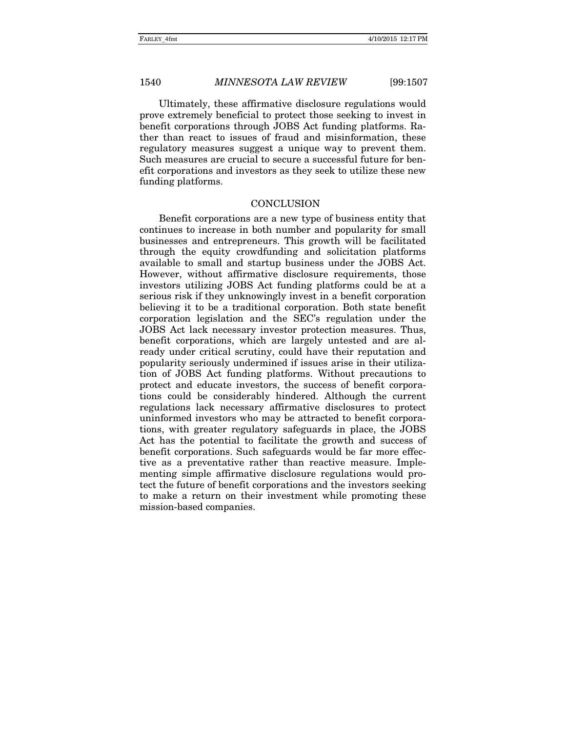Ultimately, these affirmative disclosure regulations would prove extremely beneficial to protect those seeking to invest in benefit corporations through JOBS Act funding platforms. Rather than react to issues of fraud and misinformation, these regulatory measures suggest a unique way to prevent them. Such measures are crucial to secure a successful future for benefit corporations and investors as they seek to utilize these new funding platforms.

## CONCLUSION

Benefit corporations are a new type of business entity that continues to increase in both number and popularity for small businesses and entrepreneurs. This growth will be facilitated through the equity crowdfunding and solicitation platforms available to small and startup business under the JOBS Act. However, without affirmative disclosure requirements, those investors utilizing JOBS Act funding platforms could be at a serious risk if they unknowingly invest in a benefit corporation believing it to be a traditional corporation. Both state benefit corporation legislation and the SEC's regulation under the JOBS Act lack necessary investor protection measures. Thus, benefit corporations, which are largely untested and are already under critical scrutiny, could have their reputation and popularity seriously undermined if issues arise in their utilization of JOBS Act funding platforms. Without precautions to protect and educate investors, the success of benefit corporations could be considerably hindered. Although the current regulations lack necessary affirmative disclosures to protect uninformed investors who may be attracted to benefit corporations, with greater regulatory safeguards in place, the JOBS Act has the potential to facilitate the growth and success of benefit corporations. Such safeguards would be far more effective as a preventative rather than reactive measure. Implementing simple affirmative disclosure regulations would protect the future of benefit corporations and the investors seeking to make a return on their investment while promoting these mission-based companies.